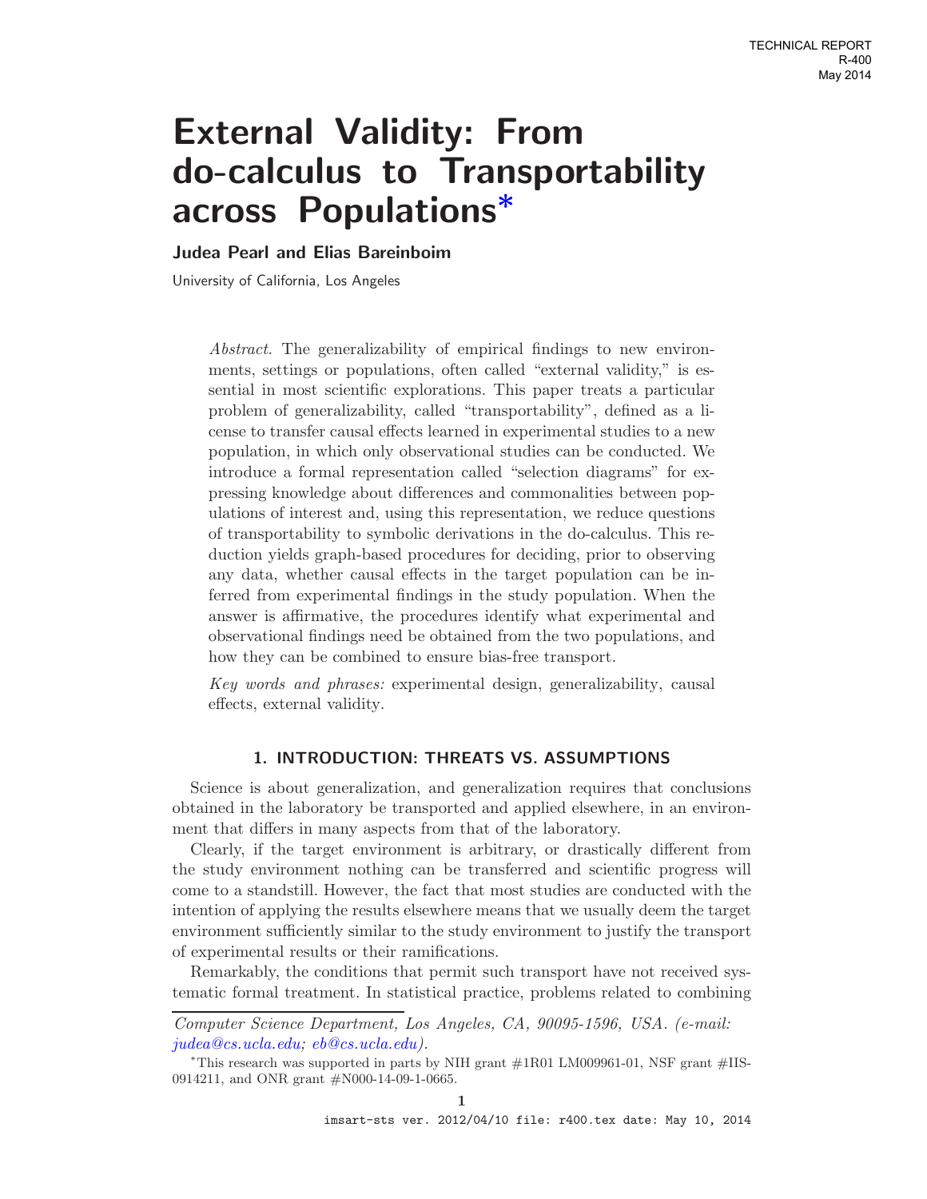TECHNICAL REPORT
R-400
May 2014

# External Validity: From do-calculus to Transportability across Populations*

**Judea Pearl and Elias Bareinboim**

University of California, Los Angeles

*Abstract.* The generalizability of empirical findings to new environments, settings or populations, often called "external validity," is essential in most scientific explorations. This paper treats a particular problem of generalizability, called "transportability", defined as a license to transfer causal effects learned in experimental studies to a new population, in which only observational studies can be conducted. We introduce a formal representation called "selection diagrams" for expressing knowledge about differences and commonalities between populations of interest and, using this representation, we reduce questions of transportability to symbolic derivations in the do-calculus. This reduction yields graph-based procedures for deciding, prior to observing any data, whether causal effects in the target population can be inferred from experimental findings in the study population. When the answer is affirmative, the procedures identify what experimental and observational findings need be obtained from the two populations, and how they can be combined to ensure bias-free transport.

*Key words and phrases:* experimental design, generalizability, causal effects, external validity.

## 1. INTRODUCTION: THREATS VS. ASSUMPTIONS

Science is about generalization, and generalization requires that conclusions obtained in the laboratory be transported and applied elsewhere, in an environment that differs in many aspects from that of the laboratory.

Clearly, if the target environment is arbitrary, or drastically different from the study environment nothing can be transferred and scientific progress will come to a standstill. However, the fact that most studies are conducted with the intention of applying the results elsewhere means that we usually deem the target environment sufficiently similar to the study environment to justify the transport of experimental results or their ramifications.

Remarkably, the conditions that permit such transport have not received systematic formal treatment. In statistical practice, problems related to combining

*Computer Science Department, Los Angeles, CA, 90095-1596, USA. (e-mail: judea@cs.ucla.edu; eb@cs.ucla.edu).*

*This research was supported in parts by NIH grant #1R01 LM009961-01, NSF grant #IIS-0914211, and ONR grant #N000-14-09-1-0665.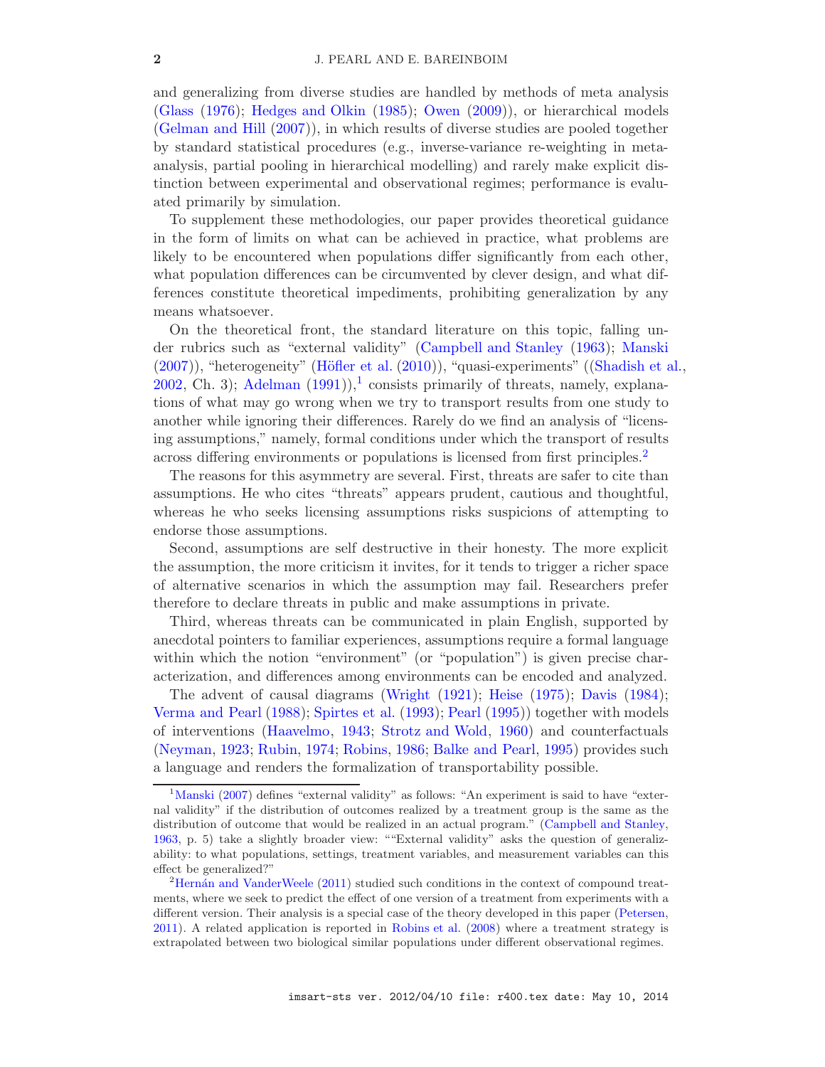and generalizing from diverse studies are handled by methods of meta analysis (Glass (1976); Hedges and Olkin (1985); Owen (2009)), or hierarchical models (Gelman and Hill (2007)), in which results of diverse studies are pooled together by standard statistical procedures (e.g., inverse-variance re-weighting in meta-analysis, partial pooling in hierarchical modelling) and rarely make explicit distinction between experimental and observational regimes; performance is evaluated primarily by simulation.

To supplement these methodologies, our paper provides theoretical guidance in the form of limits on what can be achieved in practice, what problems are likely to be encountered when populations differ significantly from each other, what population differences can be circumvented by clever design, and what differences constitute theoretical impediments, prohibiting generalization by any means whatsoever.

On the theoretical front, the standard literature on this topic, falling under rubrics such as "external validity" (Campbell and Stanley (1963); Manski (2007)), "heterogeneity" (Höfler et al. (2010)), "quasi-experiments" ((Shadish et al., 2002, Ch. 3); Adelman (1991)),[1] consists primarily of threats, namely, explanations of what may go wrong when we try to transport results from one study to another while ignoring their differences. Rarely do we find an analysis of "licensing assumptions," namely, formal conditions under which the transport of results across differing environments or populations is licensed from first principles.[2]

The reasons for this asymmetry are several. First, threats are safer to cite than assumptions. He who cites "threats" appears prudent, cautious and thoughtful, whereas he who seeks licensing assumptions risks suspicions of attempting to endorse those assumptions.

Second, assumptions are self destructive in their honesty. The more explicit the assumption, the more criticism it invites, for it tends to trigger a richer space of alternative scenarios in which the assumption may fail. Researchers prefer therefore to declare threats in public and make assumptions in private.

Third, whereas threats can be communicated in plain English, supported by anecdotal pointers to familiar experiences, assumptions require a formal language within which the notion "environment" (or "population") is given precise characterization, and differences among environments can be encoded and analyzed.

The advent of causal diagrams (Wright (1921); Heise (1975); Davis (1984); Verma and Pearl (1988); Spirtes et al. (1993); Pearl (1995)) together with models of interventions (Haavelmo, 1943; Strotz and Wold, 1960) and counterfactuals (Neyman, 1923; Rubin, 1974; Robins, 1986; Balke and Pearl, 1995) provides such a language and renders the formalization of transportability possible.

---

[1] Manski (2007) defines "external validity" as follows: "An experiment is said to have "external validity" if the distribution of outcomes realized by a treatment group is the same as the distribution of outcome that would be realized in an actual program." (Campbell and Stanley, 1963, p. 5) take a slightly broader view: ""External validity" asks the question of generalizability: to what populations, settings, treatment variables, and measurement variables can this effect be generalized?"

[2] Hernán and VanderWeele (2011) studied such conditions in the context of compound treatments, where we seek to predict the effect of one version of a treatment from experiments with a different version. Their analysis is a special case of the theory developed in this paper (Petersen, 2011). A related application is reported in Robins et al. (2008) where a treatment strategy is extrapolated between two biological similar populations under different observational regimes.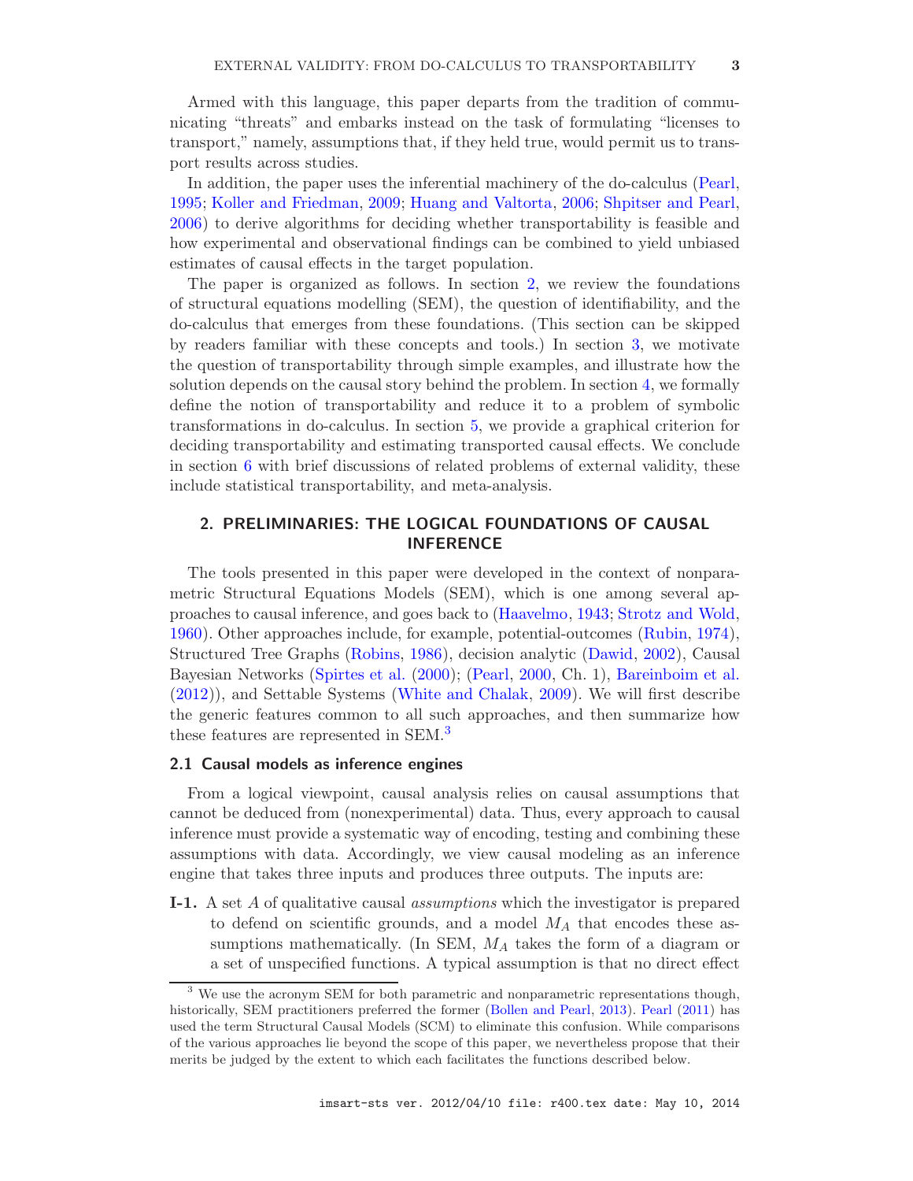Armed with this language, this paper departs from the tradition of communicating "threats" and embarks instead on the task of formulating "licenses to transport," namely, assumptions that, if they held true, would permit us to transport results across studies.

In addition, the paper uses the inferential machinery of the do-calculus (Pearl, 1995; Koller and Friedman, 2009; Huang and Valtorta, 2006; Shpitser and Pearl, 2006) to derive algorithms for deciding whether transportability is feasible and how experimental and observational findings can be combined to yield unbiased estimates of causal effects in the target population.

The paper is organized as follows. In section 2, we review the foundations of structural equations modelling (SEM), the question of identifiability, and the do-calculus that emerges from these foundations. (This section can be skipped by readers familiar with these concepts and tools.) In section 3, we motivate the question of transportability through simple examples, and illustrate how the solution depends on the causal story behind the problem. In section 4, we formally define the notion of transportability and reduce it to a problem of symbolic transformations in do-calculus. In section 5, we provide a graphical criterion for deciding transportability and estimating transported causal effects. We conclude in section 6 with brief discussions of related problems of external validity, these include statistical transportability, and meta-analysis.

## 2. PRELIMINARIES: THE LOGICAL FOUNDATIONS OF CAUSAL INFERENCE

The tools presented in this paper were developed in the context of nonparametric Structural Equations Models (SEM), which is one among several approaches to causal inference, and goes back to (Haavelmo, 1943; Strotz and Wold, 1960). Other approaches include, for example, potential-outcomes (Rubin, 1974), Structured Tree Graphs (Robins, 1986), decision analytic (Dawid, 2002), Causal Bayesian Networks (Spirtes et al. (2000); (Pearl, 2000, Ch. 1), Bareinboim et al. (2012)), and Settable Systems (White and Chalak, 2009). We will first describe the generic features common to all such approaches, and then summarize how these features are represented in SEM.[3]

### 2.1 Causal models as inference engines

From a logical viewpoint, causal analysis relies on causal assumptions that cannot be deduced from (nonexperimental) data. Thus, every approach to causal inference must provide a systematic way of encoding, testing and combining these assumptions with data. Accordingly, we view causal modeling as an inference engine that takes three inputs and produces three outputs. The inputs are:

**I-1.** A set $A$ of qualitative causal *assumptions* which the investigator is prepared to defend on scientific grounds, and a model $M_A$ that encodes these assumptions mathematically. (In SEM, $M_A$ takes the form of a diagram or a set of unspecified functions. A typical assumption is that no direct effect

---

[3] We use the acronym SEM for both parametric and nonparametric representations though, historically, SEM practitioners preferred the former (Bollen and Pearl, 2013). Pearl (2011) has used the term Structural Causal Models (SCM) to eliminate this confusion. While comparisons of the various approaches lie beyond the scope of this paper, we nevertheless propose that their merits be judged by the extent to which each facilitates the functions described below.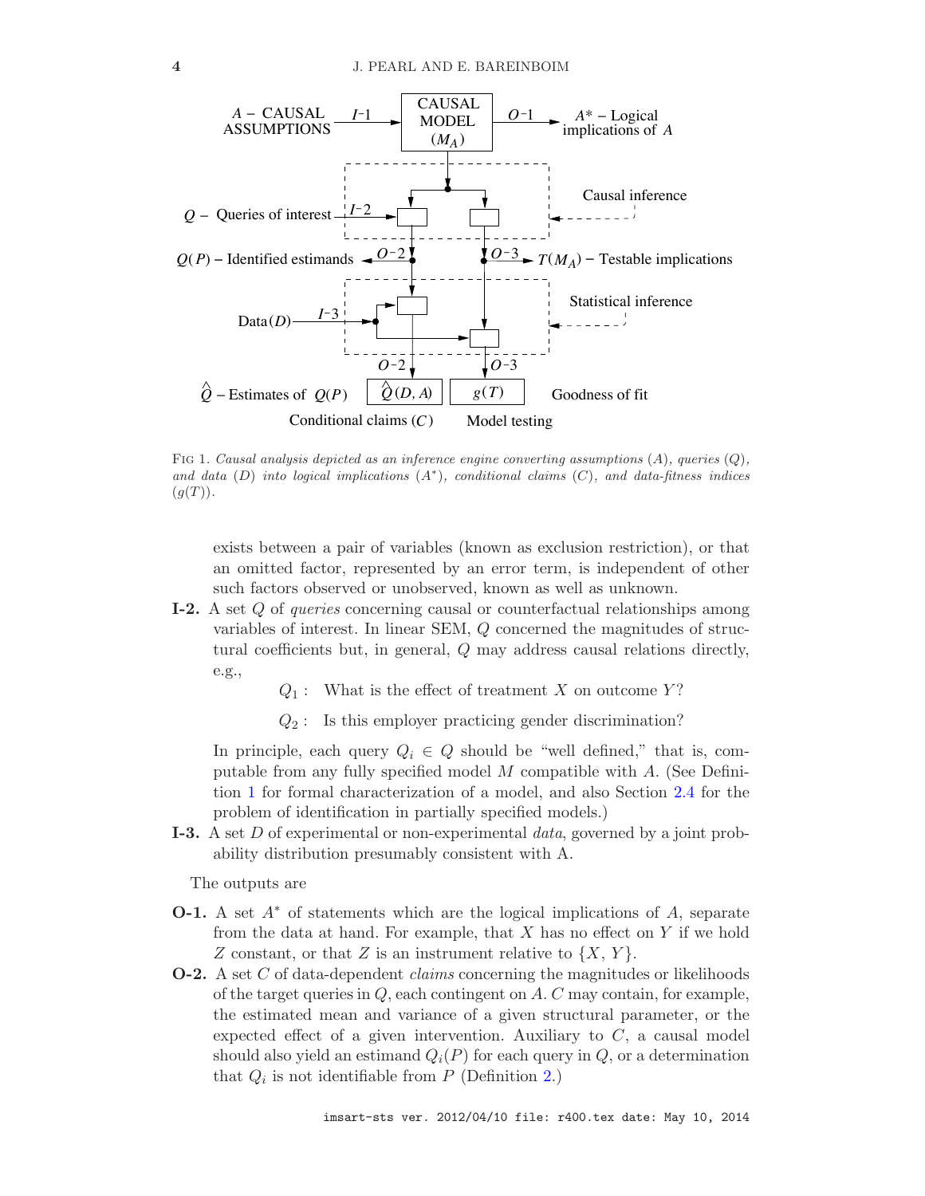FIG 1. *Causal analysis depicted as an inference engine converting assumptions* ($A$)*, queries* ($Q$)*, and data* ($D$) *into logical implications* ($A^*$)*, conditional claims* ($C$)*, and data-fitness indices* ($g(T)$)*.*

exists between a pair of variables (known as exclusion restriction), or that an omitted factor, represented by an error term, is independent of other such factors observed or unobserved, known as well as unknown.

**I-2.** A set $Q$ of *queries* concerning causal or counterfactual relationships among variables of interest. In linear SEM, $Q$ concerned the magnitudes of structural coefficients but, in general, $Q$ may address causal relations directly, e.g.,

$Q_1$ : What is the effect of treatment $X$ on outcome $Y$?

$Q_2$ : Is this employer practicing gender discrimination?

In principle, each query $Q_i \in Q$ should be "well defined," that is, computable from any fully specified model $M$ compatible with $A$. (See Definition 1 for formal characterization of a model, and also Section 2.4 for the problem of identification in partially specified models.)

**I-3.** A set $D$ of experimental or non-experimental *data*, governed by a joint probability distribution presumably consistent with A.

The outputs are

**O-1.** A set $A^*$ of statements which are the logical implications of $A$, separate from the data at hand. For example, that $X$ has no effect on $Y$ if we hold $Z$ constant, or that $Z$ is an instrument relative to $\{X, Y\}$.

**O-2.** A set $C$ of data-dependent *claims* concerning the magnitudes or likelihoods of the target queries in $Q$, each contingent on $A$. $C$ may contain, for example, the estimated mean and variance of a given structural parameter, or the expected effect of a given intervention. Auxiliary to $C$, a causal model should also yield an estimand $Q_i(P)$ for each query in $Q$, or a determination that $Q_i$ is not identifiable from $P$ (Definition 2.)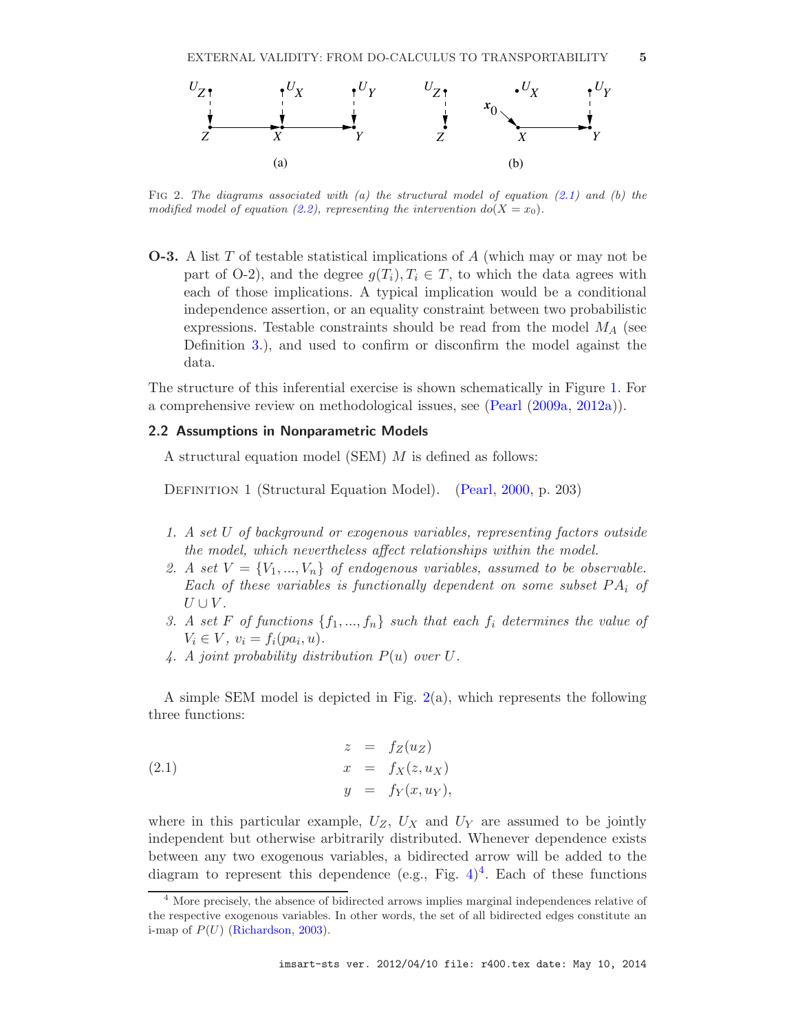Fig 2. *The diagrams associated with (a) the structural model of equation (2.1) and (b) the modified model of equation (2.2), representing the intervention $do(X = x_0)$.*

**O-3.** A list $T$ of testable statistical implications of $A$ (which may or may not be part of O-2), and the degree $g(T_i), T_i \in T$, to which the data agrees with each of those implications. A typical implication would be a conditional independence assertion, or an equality constraint between two probabilistic expressions. Testable constraints should be read from the model $M_A$ (see Definition 3.), and used to confirm or disconfirm the model against the data.

The structure of this inferential exercise is shown schematically in Figure 1. For a comprehensive review on methodological issues, see (Pearl (2009a, 2012a)).

### 2.2 Assumptions in Nonparametric Models

A structural equation model (SEM) $M$ is defined as follows:

Definition 1 (Structural Equation Model). (Pearl, 2000, p. 203)

1. *A set $U$ of background or exogenous variables, representing factors outside the model, which nevertheless affect relationships within the model.*
2. *A set $V = \{V_1, ..., V_n\}$ of endogenous variables, assumed to be observable. Each of these variables is functionally dependent on some subset $PA_i$ of $U \cup V$.*
3. *A set $F$ of functions $\{f_1, ..., f_n\}$ such that each $f_i$ determines the value of $V_i \in V$, $v_i = f_i(pa_i, u)$.*
4. *A joint probability distribution $P(u)$ over $U$.*

A simple SEM model is depicted in Fig. 2(a), which represents the following three functions:

$$
\begin{aligned}
z &= f_Z(u_Z) \\
x &= f_X(z, u_X) \qquad (2.1)\\
y &= f_Y(x, u_Y),
\end{aligned}
$$

where in this particular example, $U_Z$, $U_X$ and $U_Y$ are assumed to be jointly independent but otherwise arbitrarily distributed. Whenever dependence exists between any two exogenous variables, a bidirected arrow will be added to the diagram to represent this dependence (e.g., Fig. 4)[4]. Each of these functions

[4] More precisely, the absence of bidirected arrows implies marginal independences relative of the respective exogenous variables. In other words, the set of all bidirected edges constitute an i-map of $P(U)$ (Richardson, 2003).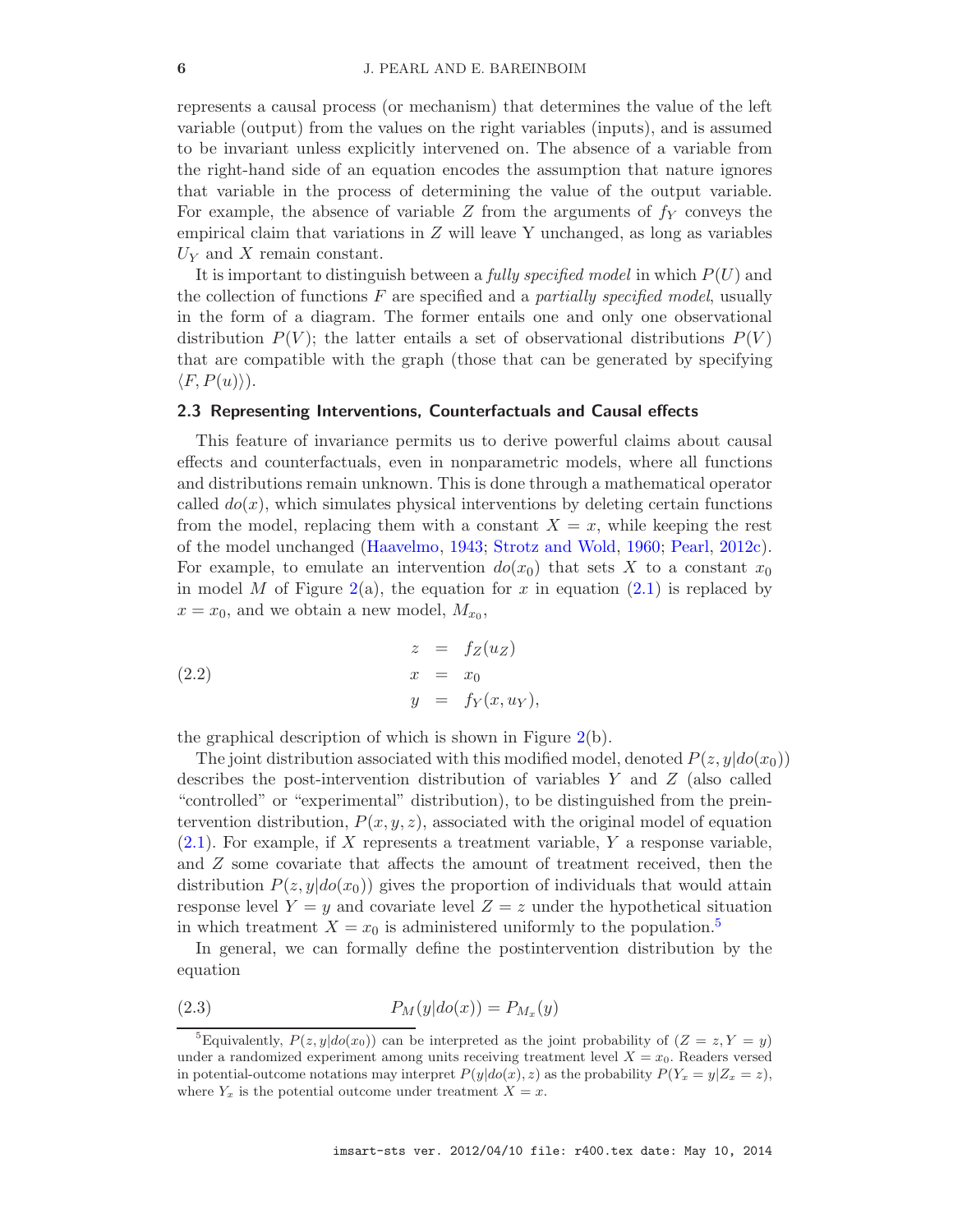represents a causal process (or mechanism) that determines the value of the left variable (output) from the values on the right variables (inputs), and is assumed to be invariant unless explicitly intervened on. The absence of a variable from the right-hand side of an equation encodes the assumption that nature ignores that variable in the process of determining the value of the output variable. For example, the absence of variable $Z$ from the arguments of $f_Y$ conveys the empirical claim that variations in $Z$ will leave Y unchanged, as long as variables $U_Y$ and $X$ remain constant.

It is important to distinguish between a *fully specified model* in which $P(U)$ and the collection of functions $F$ are specified and a *partially specified model*, usually in the form of a diagram. The former entails one and only one observational distribution $P(V)$; the latter entails a set of observational distributions $P(V)$ that are compatible with the graph (those that can be generated by specifying $\langle F, P(u)\rangle$).

### 2.3 Representing Interventions, Counterfactuals and Causal effects

This feature of invariance permits us to derive powerful claims about causal effects and counterfactuals, even in nonparametric models, where all functions and distributions remain unknown. This is done through a mathematical operator called $do(x)$, which simulates physical interventions by deleting certain functions from the model, replacing them with a constant $X = x$, while keeping the rest of the model unchanged (Haavelmo, 1943; Strotz and Wold, 1960; Pearl, 2012c). For example, to emulate an intervention $do(x_0)$ that sets $X$ to a constant $x_0$ in model $M$ of Figure 2(a), the equation for $x$ in equation (2.1) is replaced by $x = x_0$, and we obtain a new model, $M_{x_0}$,

$$
\begin{aligned}
z &= f_Z(u_Z) \\
x &= x_0 \\
y &= f_Y(x, u_Y),
\end{aligned}
\tag{2.2}
$$

the graphical description of which is shown in Figure 2(b).

The joint distribution associated with this modified model, denoted $P(z, y|do(x_0))$ describes the post-intervention distribution of variables $Y$ and $Z$ (also called "controlled" or "experimental" distribution), to be distinguished from the preintervention distribution, $P(x, y, z)$, associated with the original model of equation (2.1). For example, if $X$ represents a treatment variable, $Y$ a response variable, and $Z$ some covariate that affects the amount of treatment received, then the distribution $P(z, y|do(x_0))$ gives the proportion of individuals that would attain response level $Y = y$ and covariate level $Z = z$ under the hypothetical situation in which treatment $X = x_0$ is administered uniformly to the population.[5]

In general, we can formally define the postintervention distribution by the equation

$$
P_M(y|do(x)) = P_{M_x}(y)
\tag{2.3}
$$

[5] Equivalently, $P(z, y|do(x_0))$ can be interpreted as the joint probability of $(Z = z, Y = y)$ under a randomized experiment among units receiving treatment level $X = x_0$. Readers versed in potential-outcome notations may interpret $P(y|do(x), z)$ as the probability $P(Y_x = y|Z_x = z)$, where $Y_x$ is the potential outcome under treatment $X = x$.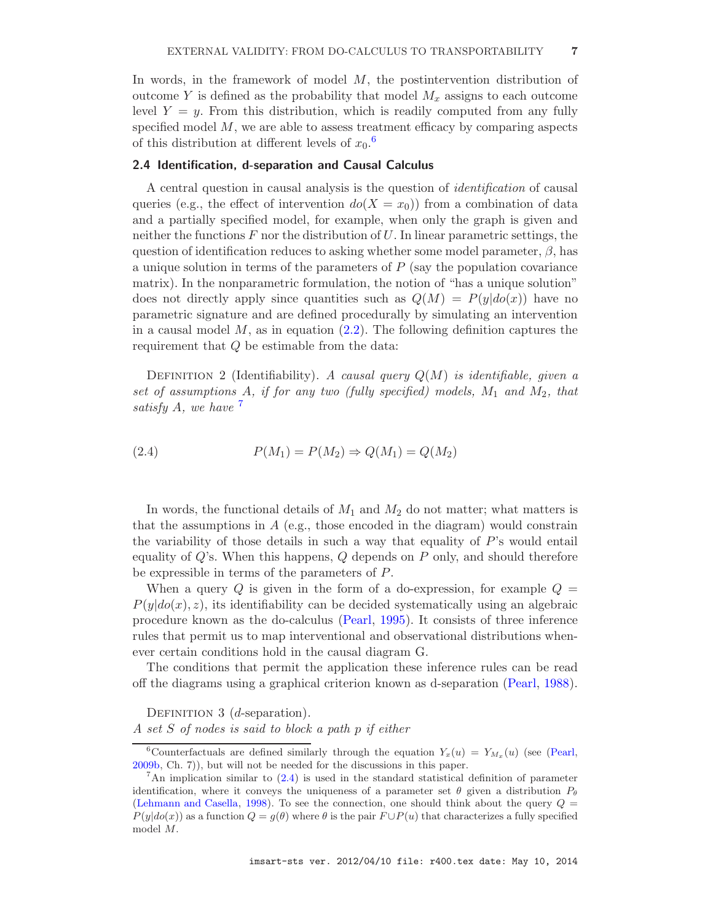In words, in the framework of model $M$, the postintervention distribution of outcome $Y$ is defined as the probability that model $M_x$ assigns to each outcome level $Y = y$. From this distribution, which is readily computed from any fully specified model $M$, we are able to assess treatment efficacy by comparing aspects of this distribution at different levels of $x_0$.[6]

### 2.4 Identification, d-separation and Causal Calculus

A central question in causal analysis is the question of *identification* of causal queries (e.g., the effect of intervention $do(X = x_0)$) from a combination of data and a partially specified model, for example, when only the graph is given and neither the functions $F$ nor the distribution of $U$. In linear parametric settings, the question of identification reduces to asking whether some model parameter, $\beta$, has a unique solution in terms of the parameters of $P$ (say the population covariance matrix). In the nonparametric formulation, the notion of "has a unique solution" does not directly apply since quantities such as $Q(M) = P(y|do(x))$ have no parametric signature and are defined procedurally by simulating an intervention in a causal model $M$, as in equation (2.2). The following definition captures the requirement that $Q$ be estimable from the data:

Definition 2 (Identifiability). *A causal query $Q(M)$ is identifiable, given a set of assumptions $A$, if for any two (fully specified) models, $M_1$ and $M_2$, that satisfy $A$, we have* [7]

$$P(M_1) = P(M_2) \Rightarrow Q(M_1) = Q(M_2) \tag{2.4}$$

In words, the functional details of $M_1$ and $M_2$ do not matter; what matters is that the assumptions in $A$ (e.g., those encoded in the diagram) would constrain the variability of those details in such a way that equality of $P$'s would entail equality of $Q$'s. When this happens, $Q$ depends on $P$ only, and should therefore be expressible in terms of the parameters of $P$.

When a query $Q$ is given in the form of a do-expression, for example $Q = P(y|do(x), z)$, its identifiability can be decided systematically using an algebraic procedure known as the do-calculus (Pearl, 1995). It consists of three inference rules that permit us to map interventional and observational distributions whenever certain conditions hold in the causal diagram G.

The conditions that permit the application these inference rules can be read off the diagrams using a graphical criterion known as d-separation (Pearl, 1988).

Definition 3 ($d$-separation).
*A set $S$ of nodes is said to block a path $p$ if either*

[6] Counterfactuals are defined similarly through the equation $Y_x(u) = Y_{M_x}(u)$ (see (Pearl, 2009b, Ch. 7)), but will not be needed for the discussions in this paper.

[7] An implication similar to (2.4) is used in the standard statistical definition of parameter identification, where it conveys the uniqueness of a parameter set $\theta$ given a distribution $P_\theta$ (Lehmann and Casella, 1998). To see the connection, one should think about the query $Q = P(y|do(x))$ as a function $Q = g(\theta)$ where $\theta$ is the pair $F \cup P(u)$ that characterizes a fully specified model $M$.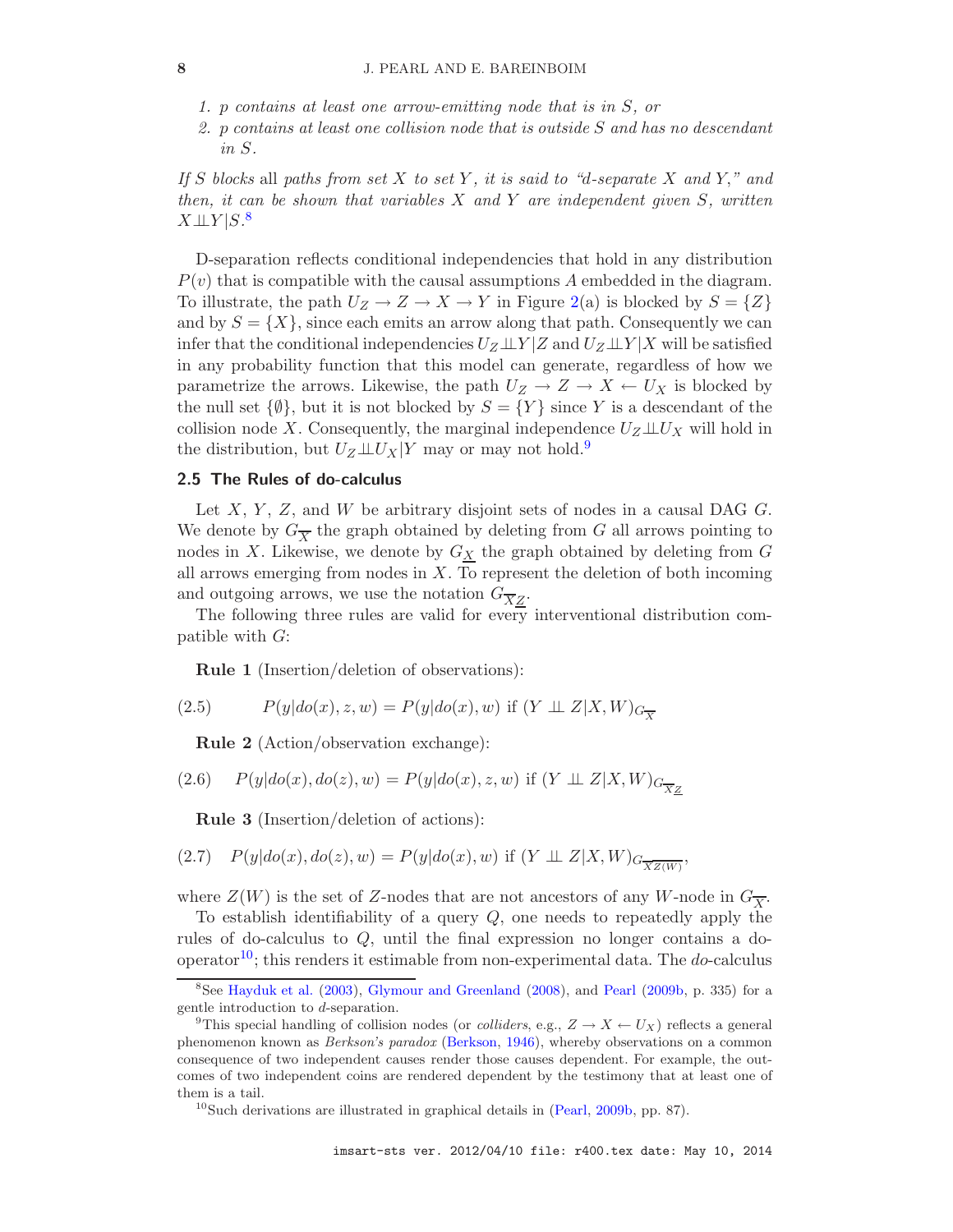1. *p contains at least one arrow-emitting node that is in S, or*
2. *p contains at least one collision node that is outside S and has no descendant in S.*

*If S blocks* all *paths from set X to set Y, it is said to "d-separate X and Y," and then, it can be shown that variables X and Y are independent given S, written* $X \perp\!\!\!\perp Y|S$.[8]

D-separation reflects conditional independencies that hold in any distribution $P(v)$ that is compatible with the causal assumptions $A$ embedded in the diagram. To illustrate, the path $U_Z \rightarrow Z \rightarrow X \rightarrow Y$ in Figure 2(a) is blocked by $S = \{Z\}$ and by $S = \{X\}$, since each emits an arrow along that path. Consequently we can infer that the conditional independencies $U_Z \perp\!\!\!\perp Y|Z$ and $U_Z \perp\!\!\!\perp Y|X$ will be satisfied in any probability function that this model can generate, regardless of how we parametrize the arrows. Likewise, the path $U_Z \rightarrow Z \rightarrow X \leftarrow U_X$ is blocked by the null set $\{\emptyset\}$, but it is not blocked by $S = \{Y\}$ since $Y$ is a descendant of the collision node $X$. Consequently, the marginal independence $U_Z \perp\!\!\!\perp U_X$ will hold in the distribution, but $U_Z \perp\!\!\!\perp U_X|Y$ may or may not hold.[9]

### 2.5 The Rules of do-calculus

Let $X$, $Y$, $Z$, and $W$ be arbitrary disjoint sets of nodes in a causal DAG $G$. We denote by $G_{\overline{X}}$ the graph obtained by deleting from $G$ all arrows pointing to nodes in $X$. Likewise, we denote by $G_{\underline{X}}$ the graph obtained by deleting from $G$ all arrows emerging from nodes in $X$. To represent the deletion of both incoming and outgoing arrows, we use the notation $G_{\overline{X}\underline{Z}}$.

The following three rules are valid for every interventional distribution compatible with $G$:

**Rule 1** (Insertion/deletion of observations):

$$P(y|do(x), z, w) = P(y|do(x), w) \text{ if } (Y \perp\!\!\!\perp Z|X, W)_{G_{\overline{X}}} \tag{2.5}$$

**Rule 2** (Action/observation exchange):

$$P(y|do(x), do(z), w) = P(y|do(x), z, w) \text{ if } (Y \perp\!\!\!\perp Z|X, W)_{G_{\overline{X}\underline{Z}}} \tag{2.6}$$

**Rule 3** (Insertion/deletion of actions):

$$P(y|do(x), do(z), w) = P(y|do(x), w) \text{ if } (Y \perp\!\!\!\perp Z|X, W)_{G_{\overline{X}\,\overline{Z(W)}}}, \tag{2.7}$$

where $Z(W)$ is the set of $Z$-nodes that are not ancestors of any $W$-node in $G_{\overline{X}}$.

To establish identifiability of a query $Q$, one needs to repeatedly apply the rules of do-calculus to $Q$, until the final expression no longer contains a do-operator[10]; this renders it estimable from non-experimental data. The *do*-calculus

---

[8] See Hayduk et al. (2003), Glymour and Greenland (2008), and Pearl (2009b, p. 335) for a gentle introduction to *d*-separation.

[9] This special handling of collision nodes (or *colliders*, e.g., $Z \rightarrow X \leftarrow U_X$) reflects a general phenomenon known as *Berkson's paradox* (Berkson, 1946), whereby observations on a common consequence of two independent causes render those causes dependent. For example, the outcomes of two independent coins are rendered dependent by the testimony that at least one of them is a tail.

[10] Such derivations are illustrated in graphical details in (Pearl, 2009b, pp. 87).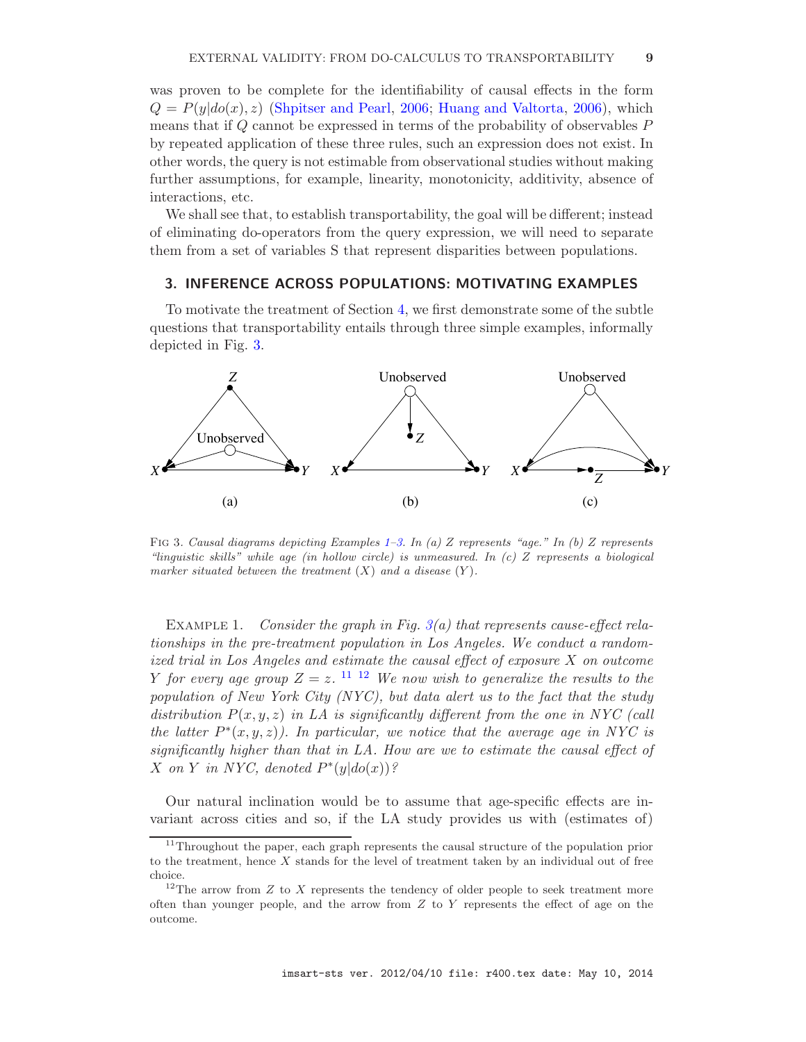was proven to be complete for the identifiability of causal effects in the form $Q = P(y|do(x), z)$ (Shpitser and Pearl, 2006; Huang and Valtorta, 2006), which means that if $Q$ cannot be expressed in terms of the probability of observables $P$ by repeated application of these three rules, such an expression does not exist. In other words, the query is not estimable from observational studies without making further assumptions, for example, linearity, monotonicity, additivity, absence of interactions, etc.

We shall see that, to establish transportability, the goal will be different; instead of eliminating do-operators from the query expression, we will need to separate them from a set of variables S that represent disparities between populations.

## 3. INFERENCE ACROSS POPULATIONS: MOTIVATING EXAMPLES

To motivate the treatment of Section 4, we first demonstrate some of the subtle questions that transportability entails through three simple examples, informally depicted in Fig. 3.

Fig 3. *Causal diagrams depicting Examples 1–3. In (a) $Z$ represents "age." In (b) $Z$ represents "linguistic skills" while age (in hollow circle) is unmeasured. In (c) $Z$ represents a biological marker situated between the treatment ($X$) and a disease ($Y$).*

Example 1. *Consider the graph in Fig. 3(a) that represents cause-effect relationships in the pre-treatment population in Los Angeles. We conduct a randomized trial in Los Angeles and estimate the causal effect of exposure $X$ on outcome $Y$ for every age group $Z = z$.* [11] [12] *We now wish to generalize the results to the population of New York City (NYC), but data alert us to the fact that the study distribution $P(x, y, z)$ in LA is significantly different from the one in NYC (call the latter $P^*(x, y, z)$). In particular, we notice that the average age in NYC is significantly higher than that in LA. How are we to estimate the causal effect of $X$ on $Y$ in NYC, denoted $P^*(y|do(x))$?*

Our natural inclination would be to assume that age-specific effects are invariant across cities and so, if the LA study provides us with (estimates of)

[11] Throughout the paper, each graph represents the causal structure of the population prior to the treatment, hence $X$ stands for the level of treatment taken by an individual out of free choice.

[12] The arrow from $Z$ to $X$ represents the tendency of older people to seek treatment more often than younger people, and the arrow from $Z$ to $Y$ represents the effect of age on the outcome.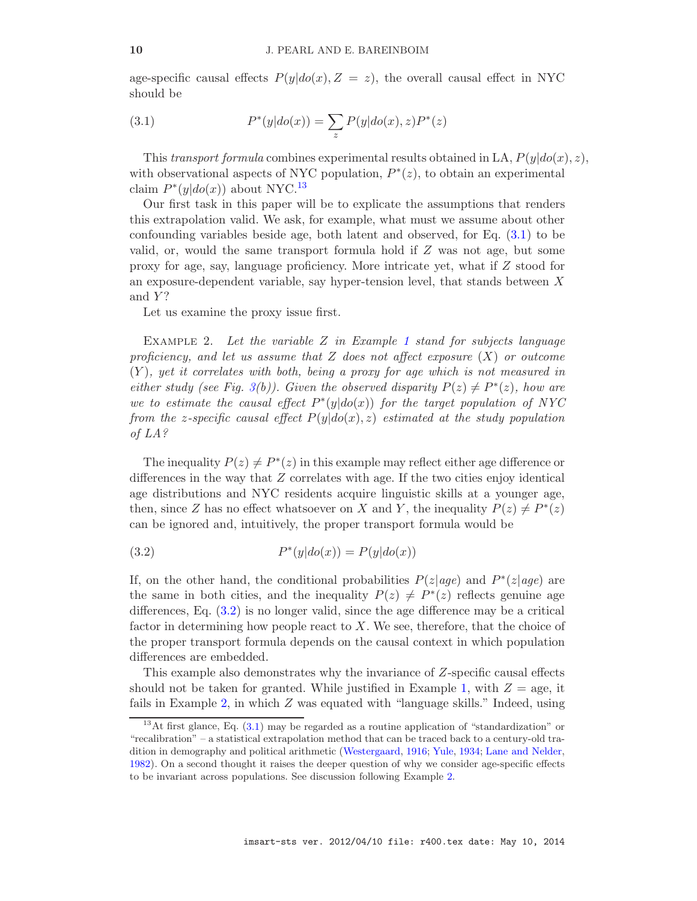age-specific causal effects $P(y|do(x), Z = z)$, the overall causal effect in NYC should be

$$P^*(y|do(x)) = \sum_z P(y|do(x), z)P^*(z) \tag{3.1}$$

This *transport formula* combines experimental results obtained in LA, $P(y|do(x), z)$, with observational aspects of NYC population, $P^*(z)$, to obtain an experimental claim $P^*(y|do(x))$ about NYC.[13]

Our first task in this paper will be to explicate the assumptions that renders this extrapolation valid. We ask, for example, what must we assume about other confounding variables beside age, both latent and observed, for Eq. (3.1) to be valid, or, would the same transport formula hold if $Z$ was not age, but some proxy for age, say, language proficiency. More intricate yet, what if $Z$ stood for an exposure-dependent variable, say hyper-tension level, that stands between $X$ and $Y$?

Let us examine the proxy issue first.

EXAMPLE 2. *Let the variable $Z$ in Example 1 stand for subjects language proficiency, and let us assume that $Z$ does not affect exposure ($X$) or outcome ($Y$), yet it correlates with both, being a proxy for age which is not measured in either study (see Fig. 3(b)). Given the observed disparity $P(z) \neq P^*(z)$, how are we to estimate the causal effect $P^*(y|do(x))$ for the target population of NYC from the $z$-specific causal effect $P(y|do(x), z)$ estimated at the study population of LA?*

The inequality $P(z) \neq P^*(z)$ in this example may reflect either age difference or differences in the way that $Z$ correlates with age. If the two cities enjoy identical age distributions and NYC residents acquire linguistic skills at a younger age, then, since $Z$ has no effect whatsoever on $X$ and $Y$, the inequality $P(z) \neq P^*(z)$ can be ignored and, intuitively, the proper transport formula would be

$$P^*(y|do(x)) = P(y|do(x)) \tag{3.2}$$

If, on the other hand, the conditional probabilities $P(z|age)$ and $P^*(z|age)$ are the same in both cities, and the inequality $P(z) \neq P^*(z)$ reflects genuine age differences, Eq. (3.2) is no longer valid, since the age difference may be a critical factor in determining how people react to $X$. We see, therefore, that the choice of the proper transport formula depends on the causal context in which population differences are embedded.

This example also demonstrates why the invariance of $Z$-specific causal effects should not be taken for granted. While justified in Example 1, with $Z$ = age, it fails in Example 2, in which $Z$ was equated with "language skills." Indeed, using

[13] At first glance, Eq. (3.1) may be regarded as a routine application of "standardization" or "recalibration" – a statistical extrapolation method that can be traced back to a century-old tradition in demography and political arithmetic (Westergaard, 1916; Yule, 1934; Lane and Nelder, 1982). On a second thought it raises the deeper question of why we consider age-specific effects to be invariant across populations. See discussion following Example 2.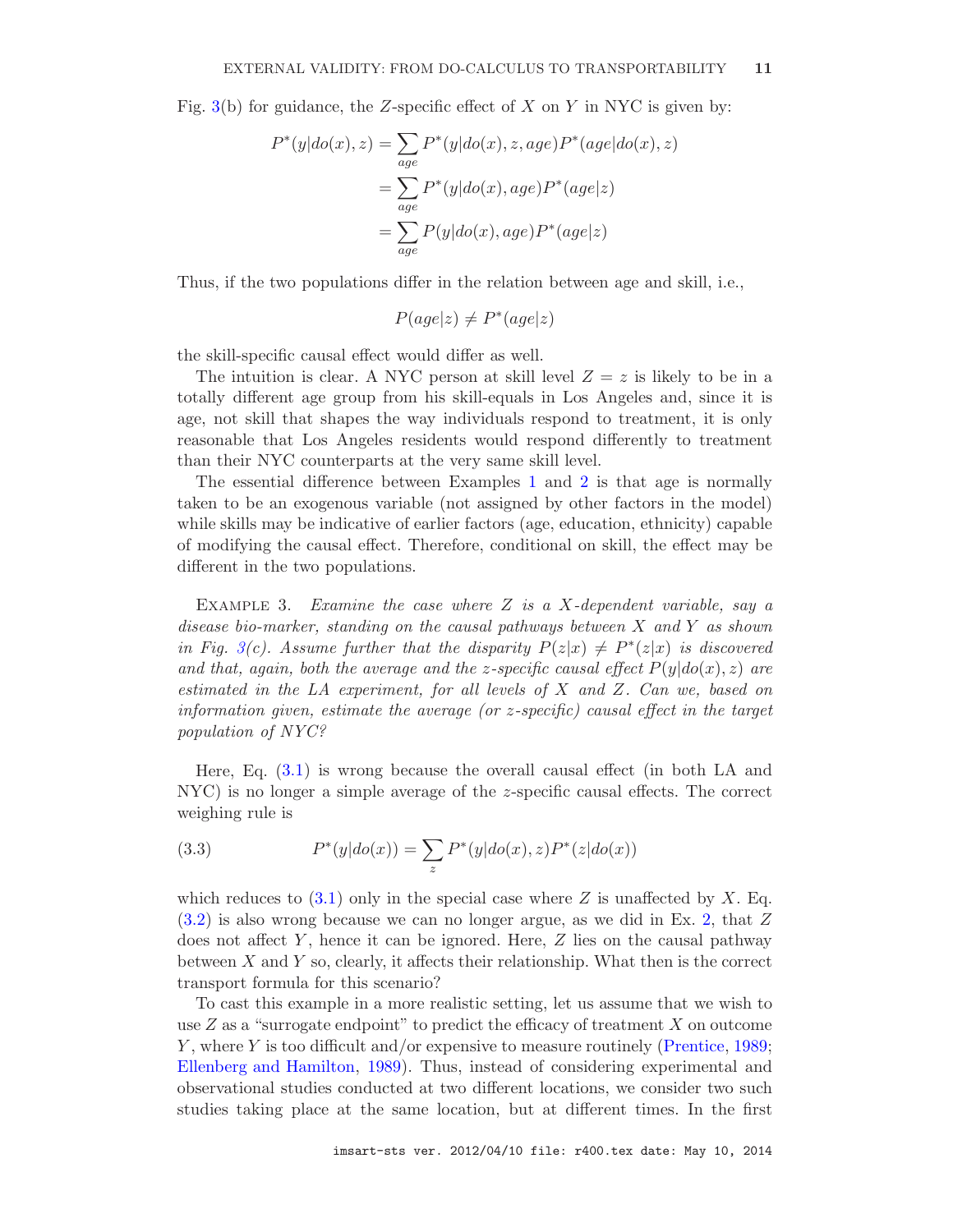Fig. 3(b) for guidance, the $Z$-specific effect of $X$ on $Y$ in NYC is given by:

$$
\begin{aligned}
P^*(y|do(x), z) &= \sum_{age} P^*(y|do(x), z, age) P^*(age|do(x), z) \\
&= \sum_{age} P^*(y|do(x), age) P^*(age|z) \\
&= \sum_{age} P(y|do(x), age) P^*(age|z)
\end{aligned}
$$

Thus, if the two populations differ in the relation between age and skill, i.e.,

$$P(age|z) \neq P^*(age|z)$$

the skill-specific causal effect would differ as well.

The intuition is clear. A NYC person at skill level $Z = z$ is likely to be in a totally different age group from his skill-equals in Los Angeles and, since it is age, not skill that shapes the way individuals respond to treatment, it is only reasonable that Los Angeles residents would respond differently to treatment than their NYC counterparts at the very same skill level.

The essential difference between Examples 1 and 2 is that age is normally taken to be an exogenous variable (not assigned by other factors in the model) while skills may be indicative of earlier factors (age, education, ethnicity) capable of modifying the causal effect. Therefore, conditional on skill, the effect may be different in the two populations.

Example 3. *Examine the case where $Z$ is a $X$-dependent variable, say a disease bio-marker, standing on the causal pathways between $X$ and $Y$ as shown in Fig. 3(c). Assume further that the disparity $P(z|x) \neq P^*(z|x)$ is discovered and that, again, both the average and the z-specific causal effect $P(y|do(x), z)$ are estimated in the LA experiment, for all levels of $X$ and $Z$. Can we, based on information given, estimate the average (or z-specific) causal effect in the target population of NYC?*

Here, Eq. (3.1) is wrong because the overall causal effect (in both LA and NYC) is no longer a simple average of the $z$-specific causal effects. The correct weighing rule is

$$
P^*(y|do(x)) = \sum_z P^*(y|do(x), z) P^*(z|do(x)) \tag{3.3}
$$

which reduces to (3.1) only in the special case where $Z$ is unaffected by $X$. Eq. (3.2) is also wrong because we can no longer argue, as we did in Ex. 2, that $Z$ does not affect $Y$, hence it can be ignored. Here, $Z$ lies on the causal pathway between $X$ and $Y$ so, clearly, it affects their relationship. What then is the correct transport formula for this scenario?

To cast this example in a more realistic setting, let us assume that we wish to use $Z$ as a "surrogate endpoint" to predict the efficacy of treatment $X$ on outcome $Y$, where $Y$ is too difficult and/or expensive to measure routinely (Prentice, 1989; Ellenberg and Hamilton, 1989). Thus, instead of considering experimental and observational studies conducted at two different locations, we consider two such studies taking place at the same location, but at different times. In the first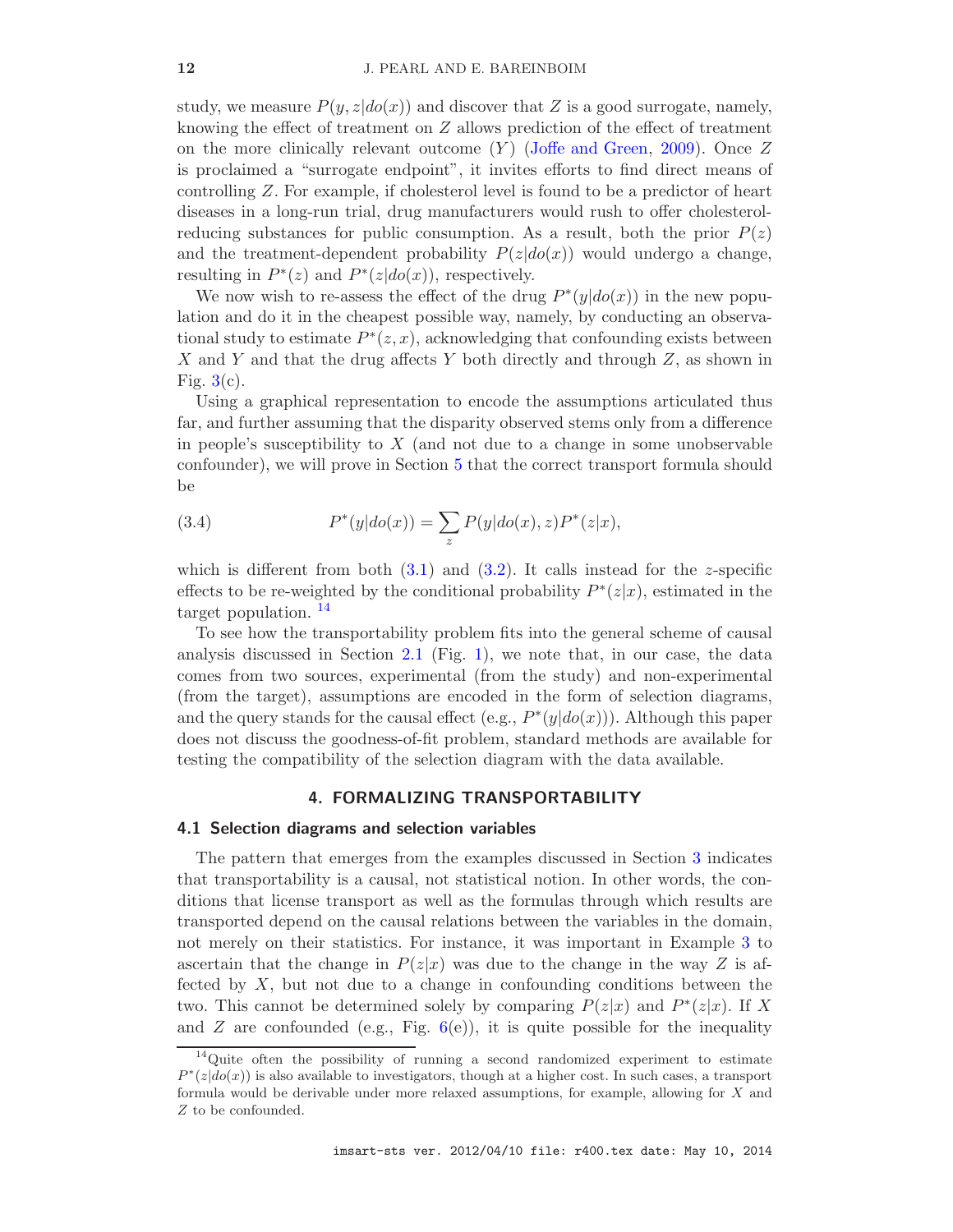study, we measure $P(y, z|do(x))$ and discover that $Z$ is a good surrogate, namely, knowing the effect of treatment on $Z$ allows prediction of the effect of treatment on the more clinically relevant outcome ($Y$) (Joffe and Green, 2009). Once $Z$ is proclaimed a "surrogate endpoint", it invites efforts to find direct means of controlling $Z$. For example, if cholesterol level is found to be a predictor of heart diseases in a long-run trial, drug manufacturers would rush to offer cholesterol-reducing substances for public consumption. As a result, both the prior $P(z)$ and the treatment-dependent probability $P(z|do(x))$ would undergo a change, resulting in $P^*(z)$ and $P^*(z|do(x))$, respectively.

We now wish to re-assess the effect of the drug $P^*(y|do(x))$ in the new population and do it in the cheapest possible way, namely, by conducting an observational study to estimate $P^*(z, x)$, acknowledging that confounding exists between $X$ and $Y$ and that the drug affects $Y$ both directly and through $Z$, as shown in Fig. 3(c).

Using a graphical representation to encode the assumptions articulated thus far, and further assuming that the disparity observed stems only from a difference in people's susceptibility to $X$ (and not due to a change in some unobservable confounder), we will prove in Section 5 that the correct transport formula should be

$$P^*(y|do(x)) = \sum_z P(y|do(x), z)P^*(z|x), \tag{3.4}$$

which is different from both (3.1) and (3.2). It calls instead for the $z$-specific effects to be re-weighted by the conditional probability $P^*(z|x)$, estimated in the target population. [14]

To see how the transportability problem fits into the general scheme of causal analysis discussed in Section 2.1 (Fig. 1), we note that, in our case, the data comes from two sources, experimental (from the study) and non-experimental (from the target), assumptions are encoded in the form of selection diagrams, and the query stands for the causal effect (e.g., $P^*(y|do(x))$). Although this paper does not discuss the goodness-of-fit problem, standard methods are available for testing the compatibility of the selection diagram with the data available.

## 4. FORMALIZING TRANSPORTABILITY

### 4.1 Selection diagrams and selection variables

The pattern that emerges from the examples discussed in Section 3 indicates that transportability is a causal, not statistical notion. In other words, the conditions that license transport as well as the formulas through which results are transported depend on the causal relations between the variables in the domain, not merely on their statistics. For instance, it was important in Example 3 to ascertain that the change in $P(z|x)$ was due to the change in the way $Z$ is affected by $X$, but not due to a change in confounding conditions between the two. This cannot be determined solely by comparing $P(z|x)$ and $P^*(z|x)$. If $X$ and $Z$ are confounded (e.g., Fig. 6(e)), it is quite possible for the inequality

[14] Quite often the possibility of running a second randomized experiment to estimate $P^*(z|do(x))$ is also available to investigators, though at a higher cost. In such cases, a transport formula would be derivable under more relaxed assumptions, for example, allowing for $X$ and $Z$ to be confounded.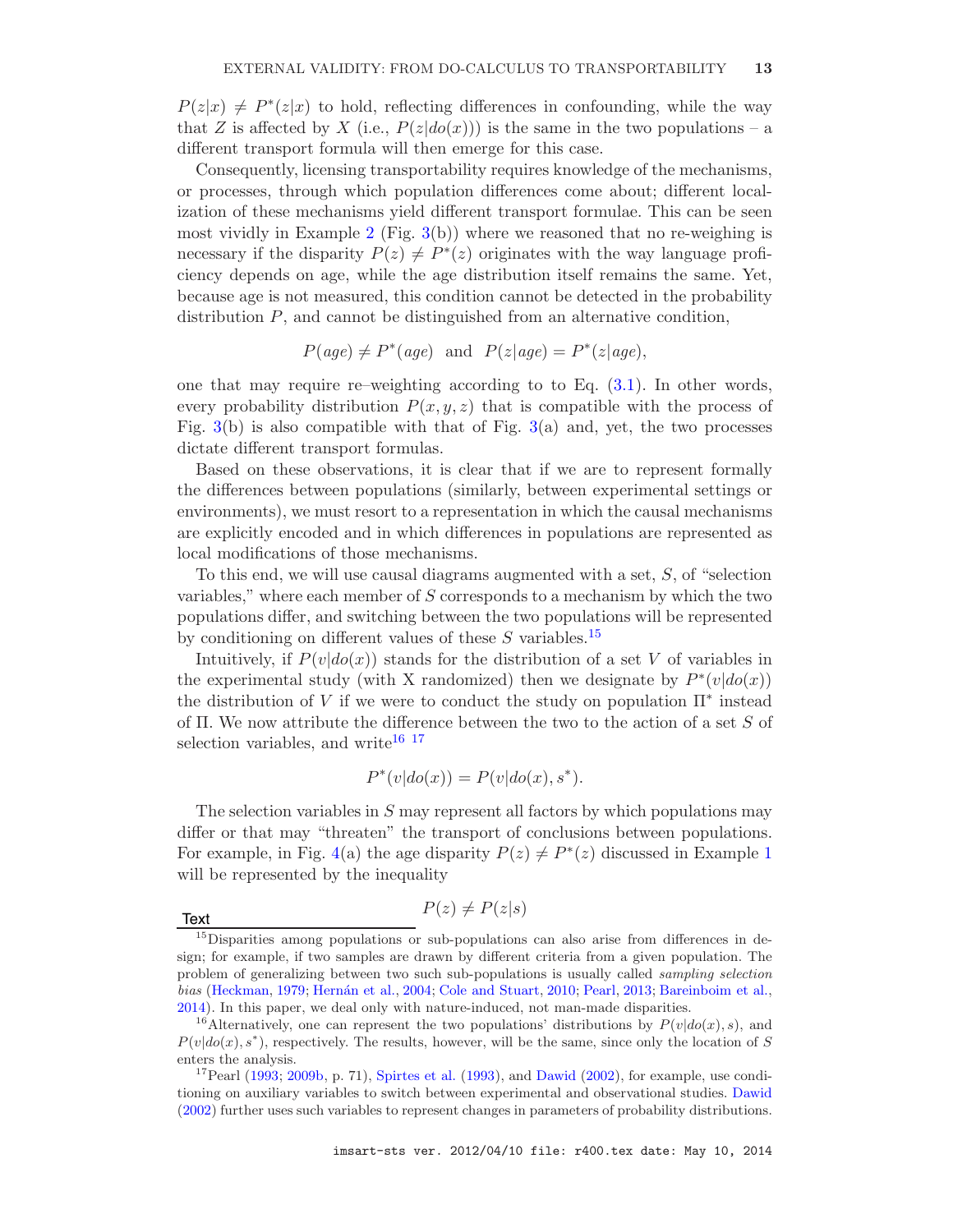$P(z|x) \neq P^*(z|x)$ to hold, reflecting differences in confounding, while the way that $Z$ is affected by $X$ (i.e., $P(z|do(x))$) is the same in the two populations – a different transport formula will then emerge for this case.

Consequently, licensing transportability requires knowledge of the mechanisms, or processes, through which population differences come about; different localization of these mechanisms yield different transport formulae. This can be seen most vividly in Example 2 (Fig. 3(b)) where we reasoned that no re-weighing is necessary if the disparity $P(z) \neq P^*(z)$ originates with the way language proficiency depends on age, while the age distribution itself remains the same. Yet, because age is not measured, this condition cannot be detected in the probability distribution $P$, and cannot be distinguished from an alternative condition,

$$P(age) \neq P^*(age) \text{ and } P(z|age) = P^*(z|age),$$

one that may require re–weighting according to to Eq. (3.1). In other words, every probability distribution $P(x, y, z)$ that is compatible with the process of Fig. 3(b) is also compatible with that of Fig. 3(a) and, yet, the two processes dictate different transport formulas.

Based on these observations, it is clear that if we are to represent formally the differences between populations (similarly, between experimental settings or environments), we must resort to a representation in which the causal mechanisms are explicitly encoded and in which differences in populations are represented as local modifications of those mechanisms.

To this end, we will use causal diagrams augmented with a set, $S$, of "selection variables," where each member of $S$ corresponds to a mechanism by which the two populations differ, and switching between the two populations will be represented by conditioning on different values of these $S$ variables.[15]

Intuitively, if $P(v|do(x))$ stands for the distribution of a set $V$ of variables in the experimental study (with X randomized) then we designate by $P^*(v|do(x))$ the distribution of $V$ if we were to conduct the study on population $\Pi^*$ instead of $\Pi$. We now attribute the difference between the two to the action of a set $S$ of selection variables, and write[16] [17]

$$P^*(v|do(x)) = P(v|do(x), s^*).$$

The selection variables in $S$ may represent all factors by which populations may differ or that may "threaten" the transport of conclusions between populations. For example, in Fig. 4(a) the age disparity $P(z) \neq P^*(z)$ discussed in Example 1 will be represented by the inequality

$$P(z) \neq P(z|s)$$

[15] Disparities among populations or sub-populations can also arise from differences in design; for example, if two samples are drawn by different criteria from a given population. The problem of generalizing between two such sub-populations is usually called *sampling selection bias* (Heckman, 1979; Hernán et al., 2004; Cole and Stuart, 2010; Pearl, 2013; Bareinboim et al., 2014). In this paper, we deal only with nature-induced, not man-made disparities.

[16] Alternatively, one can represent the two populations' distributions by $P(v|do(x), s)$, and $P(v|do(x), s^*)$, respectively. The results, however, will be the same, since only the location of $S$ enters the analysis.

[17] Pearl (1993; 2009b, p. 71), Spirtes et al. (1993), and Dawid (2002), for example, use conditioning on auxiliary variables to switch between experimental and observational studies. Dawid (2002) further uses such variables to represent changes in parameters of probability distributions.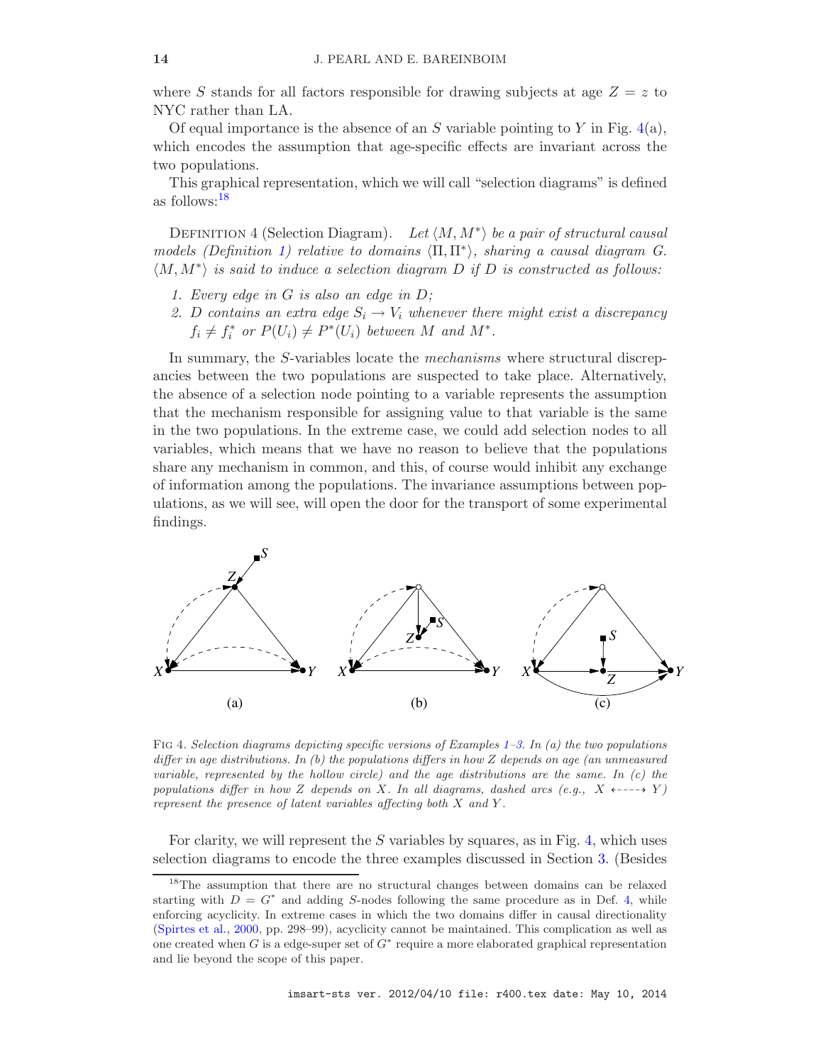where $S$ stands for all factors responsible for drawing subjects at age $Z = z$ to NYC rather than LA.

Of equal importance is the absence of an $S$ variable pointing to $Y$ in Fig. 4(a), which encodes the assumption that age-specific effects are invariant across the two populations.

This graphical representation, which we will call "selection diagrams" is defined as follows:[18]

DEFINITION 4 (Selection Diagram). *Let $\langle M, M^* \rangle$ be a pair of structural causal models (Definition 1) relative to domains $\langle \Pi, \Pi^* \rangle$, sharing a causal diagram $G$. $\langle M, M^* \rangle$ is said to induce a selection diagram $D$ if $D$ is constructed as follows:*

1. *Every edge in $G$ is also an edge in $D$;*
2. *$D$ contains an extra edge $S_i \to V_i$ whenever there might exist a discrepancy $f_i \neq f_i^*$ or $P(U_i) \neq P^*(U_i)$ between $M$ and $M^*$.*

In summary, the $S$-variables locate the *mechanisms* where structural discrepancies between the two populations are suspected to take place. Alternatively, the absence of a selection node pointing to a variable represents the assumption that the mechanism responsible for assigning value to that variable is the same in the two populations. In the extreme case, we could add selection nodes to all variables, which means that we have no reason to believe that the populations share any mechanism in common, and this, of course would inhibit any exchange of information among the populations. The invariance assumptions between populations, as we will see, will open the door for the transport of some experimental findings.

FIG 4. *Selection diagrams depicting specific versions of Examples 1–3. In (a) the two populations differ in age distributions. In (b) the populations differs in how $Z$ depends on age (an unmeasured variable, represented by the hollow circle) and the age distributions are the same. In (c) the populations differ in how $Z$ depends on $X$. In all diagrams, dashed arcs (e.g., $X \leftarrow\text{- - -}\rightarrow Y$) represent the presence of latent variables affecting both $X$ and $Y$.*

For clarity, we will represent the $S$ variables by squares, as in Fig. 4, which uses selection diagrams to encode the three examples discussed in Section 3. (Besides

[18] The assumption that there are no structural changes between domains can be relaxed starting with $D = G^*$ and adding $S$-nodes following the same procedure as in Def. 4, while enforcing acyclicity. In extreme cases in which the two domains differ in causal directionality (Spirtes et al., 2000, pp. 298–99), acyclicity cannot be maintained. This complication as well as one created when $G$ is a edge-super set of $G^*$ require a more elaborated graphical representation and lie beyond the scope of this paper.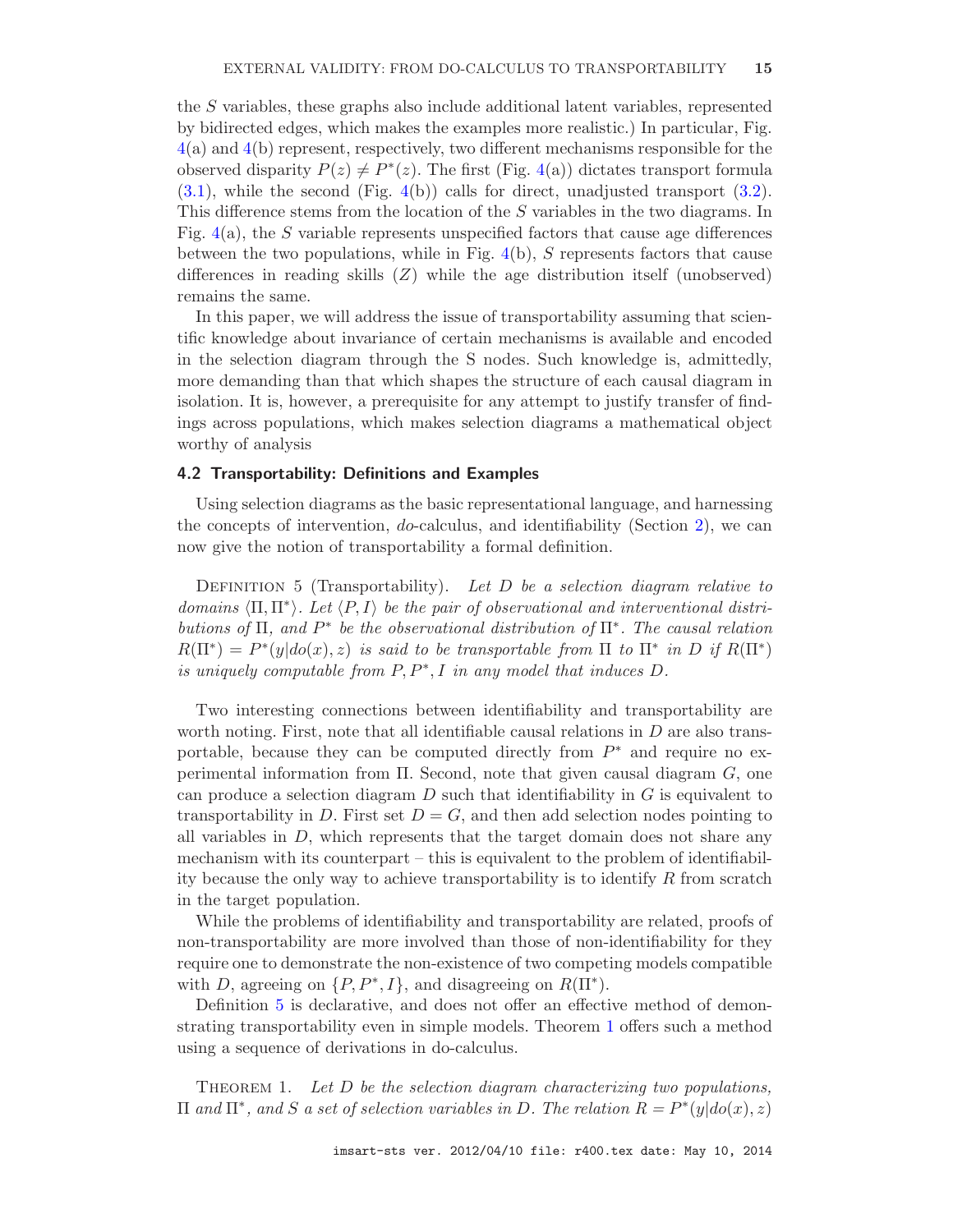the $S$ variables, these graphs also include additional latent variables, represented by bidirected edges, which makes the examples more realistic.) In particular, Fig. 4(a) and 4(b) represent, respectively, two different mechanisms responsible for the observed disparity $P(z) \neq P^*(z)$. The first (Fig. 4(a)) dictates transport formula (3.1), while the second (Fig. 4(b)) calls for direct, unadjusted transport (3.2). This difference stems from the location of the $S$ variables in the two diagrams. In Fig. 4(a), the $S$ variable represents unspecified factors that cause age differences between the two populations, while in Fig. 4(b), $S$ represents factors that cause differences in reading skills ($Z$) while the age distribution itself (unobserved) remains the same.

In this paper, we will address the issue of transportability assuming that scientific knowledge about invariance of certain mechanisms is available and encoded in the selection diagram through the S nodes. Such knowledge is, admittedly, more demanding than that which shapes the structure of each causal diagram in isolation. It is, however, a prerequisite for any attempt to justify transfer of findings across populations, which makes selection diagrams a mathematical object worthy of analysis

### 4.2 Transportability: Definitions and Examples

Using selection diagrams as the basic representational language, and harnessing the concepts of intervention, *do*-calculus, and identifiability (Section 2), we can now give the notion of transportability a formal definition.

Definition 5 (Transportability). *Let $D$ be a selection diagram relative to domains $\langle \Pi, \Pi^* \rangle$. Let $\langle P, I \rangle$ be the pair of observational and interventional distributions of $\Pi$, and $P^*$ be the observational distribution of $\Pi^*$. The causal relation $R(\Pi^*) = P^*(y|do(x), z)$ is said to be transportable from $\Pi$ to $\Pi^*$ in $D$ if $R(\Pi^*)$ is uniquely computable from $P, P^*, I$ in any model that induces $D$.*

Two interesting connections between identifiability and transportability are worth noting. First, note that all identifiable causal relations in $D$ are also transportable, because they can be computed directly from $P^*$ and require no experimental information from $\Pi$. Second, note that given causal diagram $G$, one can produce a selection diagram $D$ such that identifiability in $G$ is equivalent to transportability in $D$. First set $D = G$, and then add selection nodes pointing to all variables in $D$, which represents that the target domain does not share any mechanism with its counterpart – this is equivalent to the problem of identifiability because the only way to achieve transportability is to identify $R$ from scratch in the target population.

While the problems of identifiability and transportability are related, proofs of non-transportability are more involved than those of non-identifiability for they require one to demonstrate the non-existence of two competing models compatible with $D$, agreeing on $\{P, P^*, I\}$, and disagreeing on $R(\Pi^*)$.

Definition 5 is declarative, and does not offer an effective method of demonstrating transportability even in simple models. Theorem 1 offers such a method using a sequence of derivations in do-calculus.

Theorem 1. *Let $D$ be the selection diagram characterizing two populations, $\Pi$ and $\Pi^*$, and $S$ a set of selection variables in $D$. The relation $R = P^*(y|do(x), z)$*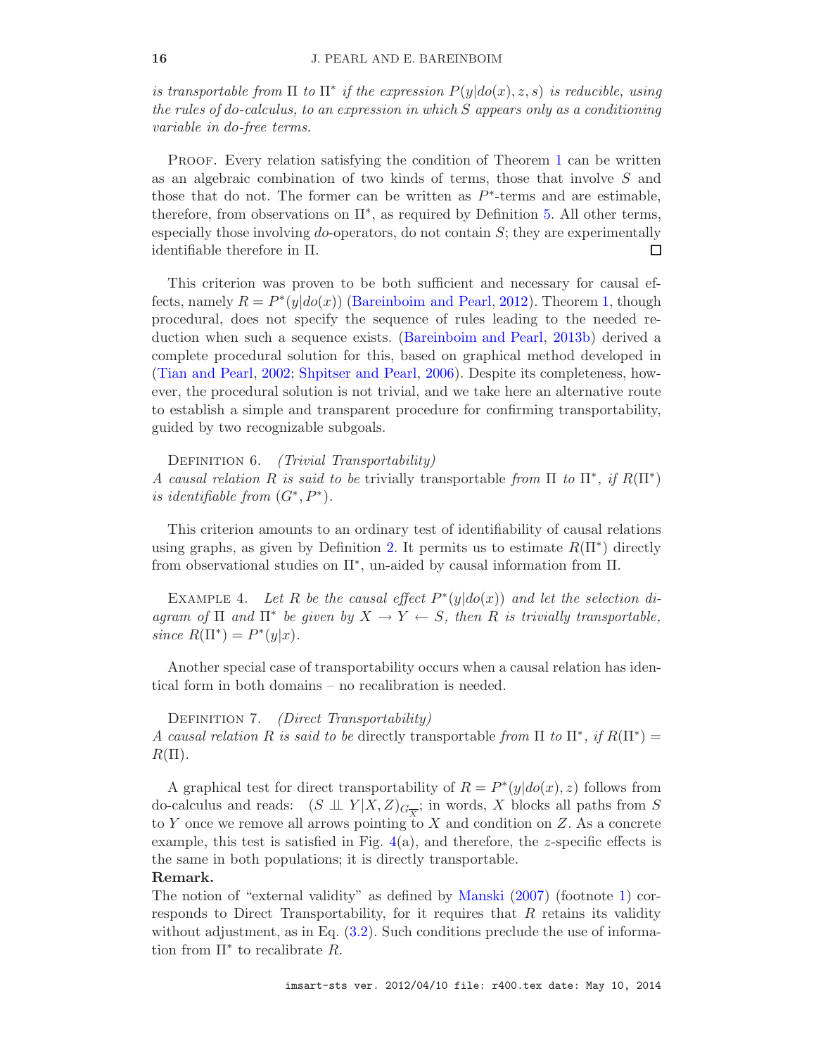*is transportable from $\Pi$ to $\Pi^*$ if the expression $P(y|do(x), z, s)$ is reducible, using the rules of do-calculus, to an expression in which $S$ appears only as a conditioning variable in do-free terms.*

Proof. Every relation satisfying the condition of Theorem 1 can be written as an algebraic combination of two kinds of terms, those that involve $S$ and those that do not. The former can be written as $P^*$-terms and are estimable, therefore, from observations on $\Pi^*$, as required by Definition 5. All other terms, especially those involving *do*-operators, do not contain $S$; they are experimentally identifiable therefore in $\Pi$. □

This criterion was proven to be both sufficient and necessary for causal effects, namely $R = P^*(y|do(x))$ (Bareinboim and Pearl, 2012). Theorem 1, though procedural, does not specify the sequence of rules leading to the needed reduction when such a sequence exists. (Bareinboim and Pearl, 2013b) derived a complete procedural solution for this, based on graphical method developed in (Tian and Pearl, 2002; Shpitser and Pearl, 2006). Despite its completeness, however, the procedural solution is not trivial, and we take here an alternative route to establish a simple and transparent procedure for confirming transportability, guided by two recognizable subgoals.

Definition 6. *(Trivial Transportability)*
*A causal relation $R$ is said to be* trivially transportable *from $\Pi$ to $\Pi^*$, if $R(\Pi^*)$ is identifiable from $(G^*, P^*)$.*

This criterion amounts to an ordinary test of identifiability of causal relations using graphs, as given by Definition 2. It permits us to estimate $R(\Pi^*)$ directly from observational studies on $\Pi^*$, un-aided by causal information from $\Pi$.

Example 4. *Let $R$ be the causal effect $P^*(y|do(x))$ and let the selection diagram of $\Pi$ and $\Pi^*$ be given by $X \rightarrow Y \leftarrow S$, then $R$ is trivially transportable, since $R(\Pi^*) = P^*(y|x)$.*

Another special case of transportability occurs when a causal relation has identical form in both domains – no recalibration is needed.

Definition 7. *(Direct Transportability)*
*A causal relation $R$ is said to be* directly transportable *from $\Pi$ to $\Pi^*$, if $R(\Pi^*) = R(\Pi)$.*

A graphical test for direct transportability of $R = P^*(y|do(x), z)$ follows from do-calculus and reads: $(S \perp\!\!\!\perp Y|X, Z)_{G_{\overline{X}}}$; in words, $X$ blocks all paths from $S$ to $Y$ once we remove all arrows pointing to $X$ and condition on $Z$. As a concrete example, this test is satisfied in Fig. 4(a), and therefore, the $z$-specific effects is the same in both populations; it is directly transportable.

**Remark.**
The notion of "external validity" as defined by Manski (2007) (footnote 1) corresponds to Direct Transportability, for it requires that $R$ retains its validity without adjustment, as in Eq. (3.2). Such conditions preclude the use of information from $\Pi^*$ to recalibrate $R$.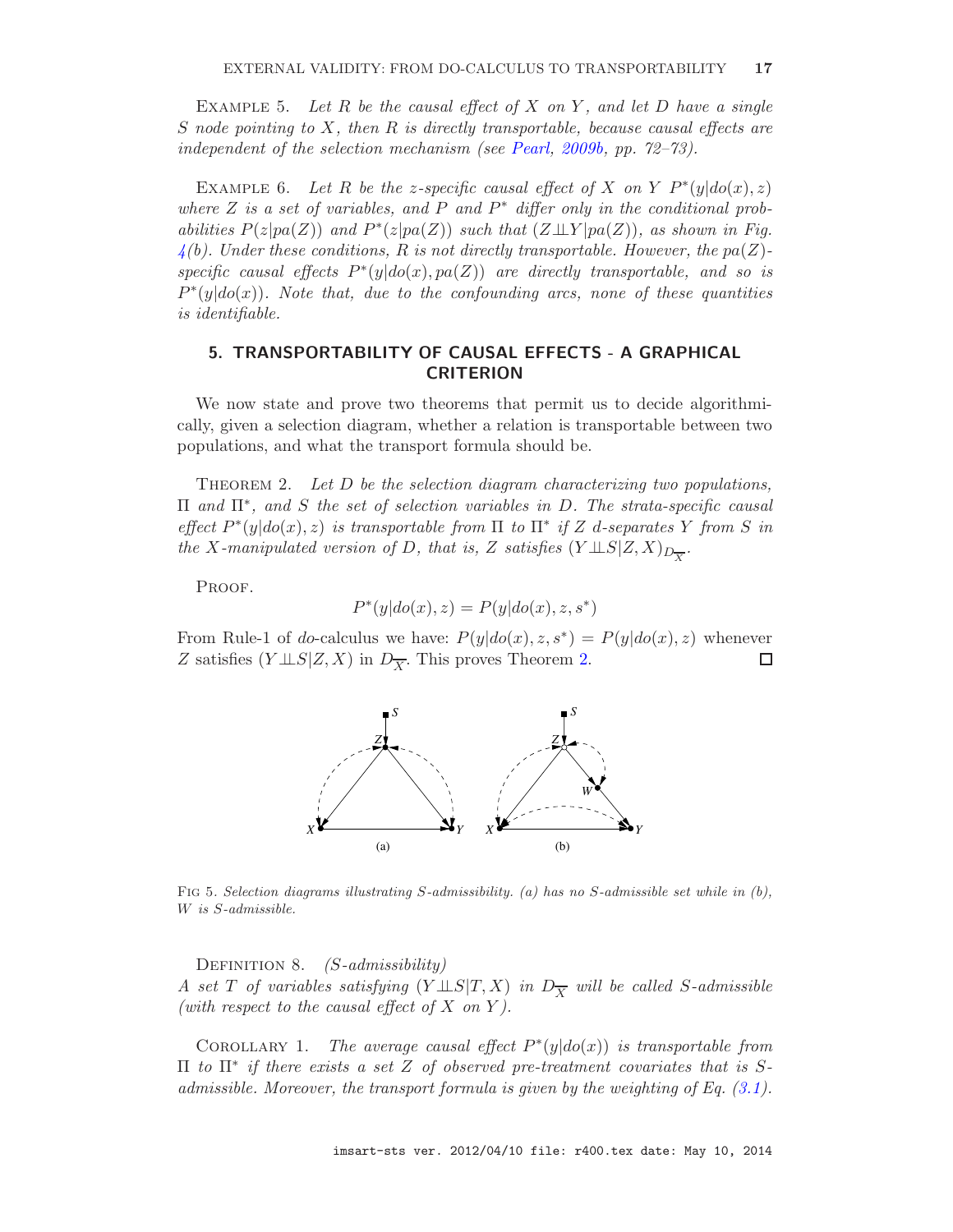*Example 5.* *Let $R$ be the causal effect of $X$ on $Y$, and let $D$ have a single $S$ node pointing to $X$, then $R$ is directly transportable, because causal effects are independent of the selection mechanism (see Pearl, 2009b, pp. 72–73).*

*Example 6.* *Let $R$ be the $z$-specific causal effect of $X$ on $Y$ $P^*(y|do(x), z)$ where $Z$ is a set of variables, and $P$ and $P^*$ differ only in the conditional probabilities $P(z|pa(Z))$ and $P^*(z|pa(Z))$ such that $(Z \perp\!\!\!\perp Y|pa(Z))$, as shown in Fig. 4(b). Under these conditions, $R$ is not directly transportable. However, the $pa(Z)$-specific causal effects $P^*(y|do(x), pa(Z))$ are directly transportable, and so is $P^*(y|do(x))$. Note that, due to the confounding arcs, none of these quantities is identifiable.*

## 5. TRANSPORTABILITY OF CAUSAL EFFECTS - A GRAPHICAL CRITERION

We now state and prove two theorems that permit us to decide algorithmically, given a selection diagram, whether a relation is transportable between two populations, and what the transport formula should be.

*Theorem 2.* *Let $D$ be the selection diagram characterizing two populations, $\Pi$ and $\Pi^*$, and $S$ the set of selection variables in $D$. The strata-specific causal effect $P^*(y|do(x), z)$ is transportable from $\Pi$ to $\Pi^*$ if $Z$ d-separates $Y$ from $S$ in the $X$-manipulated version of $D$, that is, $Z$ satisfies $(Y \perp\!\!\!\perp S|Z, X)_{D_{\overline{X}}}$.*

Proof.

$$P^*(y|do(x), z) = P(y|do(x), z, s^*)$$

From Rule-1 of *do*-calculus we have: $P(y|do(x), z, s^*) = P(y|do(x), z)$ whenever $Z$ satisfies $(Y \perp\!\!\!\perp S|Z, X)$ in $D_{\overline{X}}$. This proves Theorem 2. □

Fig 5. *Selection diagrams illustrating S-admissibility. (a) has no S-admissible set while in (b), W is S-admissible.*

*Definition 8.* *(S-admissibility)*
*A set $T$ of variables satisfying $(Y \perp\!\!\!\perp S|T, X)$ in $D_{\overline{X}}$ will be called S-admissible (with respect to the causal effect of $X$ on $Y$).*

*Corollary 1.* *The average causal effect $P^*(y|do(x))$ is transportable from $\Pi$ to $\Pi^*$ if there exists a set $Z$ of observed pre-treatment covariates that is S-admissible. Moreover, the transport formula is given by the weighting of Eq. (3.1).*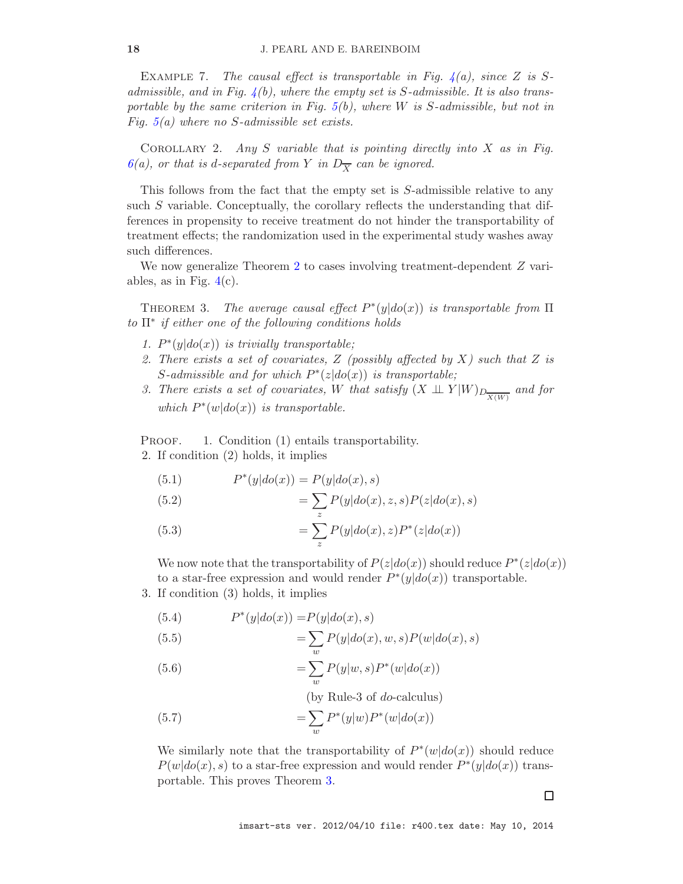Example 7. *The causal effect is transportable in Fig. 4(a), since $Z$ is $S$-admissible, and in Fig. 4(b), where the empty set is $S$-admissible. It is also transportable by the same criterion in Fig. 5(b), where $W$ is $S$-admissible, but not in Fig. 5(a) where no $S$-admissible set exists.*

Corollary 2. *Any $S$ variable that is pointing directly into $X$ as in Fig. 6(a), or that is d-separated from $Y$ in $D_{\overline{X}}$ can be ignored.*

This follows from the fact that the empty set is $S$-admissible relative to any such $S$ variable. Conceptually, the corollary reflects the understanding that differences in propensity to receive treatment do not hinder the transportability of treatment effects; the randomization used in the experimental study washes away such differences.

We now generalize Theorem 2 to cases involving treatment-dependent $Z$ variables, as in Fig. 4(c).

Theorem 3. *The average causal effect $P^*(y|do(x))$ is transportable from $\Pi$ to $\Pi^*$ if either one of the following conditions holds*

1. *$P^*(y|do(x))$ is trivially transportable;*
2. *There exists a set of covariates, $Z$ (possibly affected by $X$) such that $Z$ is $S$-admissible and for which $P^*(z|do(x))$ is transportable;*
3. *There exists a set of covariates, $W$ that satisfy $(X \perp\!\!\!\perp Y|W)_{D_{\overline{X(W)}}}$ and for which $P^*(w|do(x))$ is transportable.*

Proof. 1. Condition (1) entails transportability.

2. If condition (2) holds, it implies

$$P^*(y|do(x)) = P(y|do(x), s) \tag{5.1}$$

$$= \sum_z P(y|do(x), z, s)P(z|do(x), s) \tag{5.2}$$

$$= \sum_z P(y|do(x), z)P^*(z|do(x)) \tag{5.3}$$

We now note that the transportability of $P(z|do(x))$ should reduce $P^*(z|do(x))$ to a star-free expression and would render $P^*(y|do(x))$ transportable.

3. If condition (3) holds, it implies

$$P^*(y|do(x)) = P(y|do(x), s) \tag{5.4}$$

$$= \sum_w P(y|do(x), w, s)P(w|do(x), s) \tag{5.5}$$

$$= \sum_w P(y|w, s)P^*(w|do(x)) \tag{5.6}$$

(by Rule-3 of *do*-calculus)

$$= \sum_w P^*(y|w)P^*(w|do(x)) \tag{5.7}$$

We similarly note that the transportability of $P^*(w|do(x))$ should reduce $P(w|do(x), s)$ to a star-free expression and would render $P^*(y|do(x))$ transportable. This proves Theorem 3.

□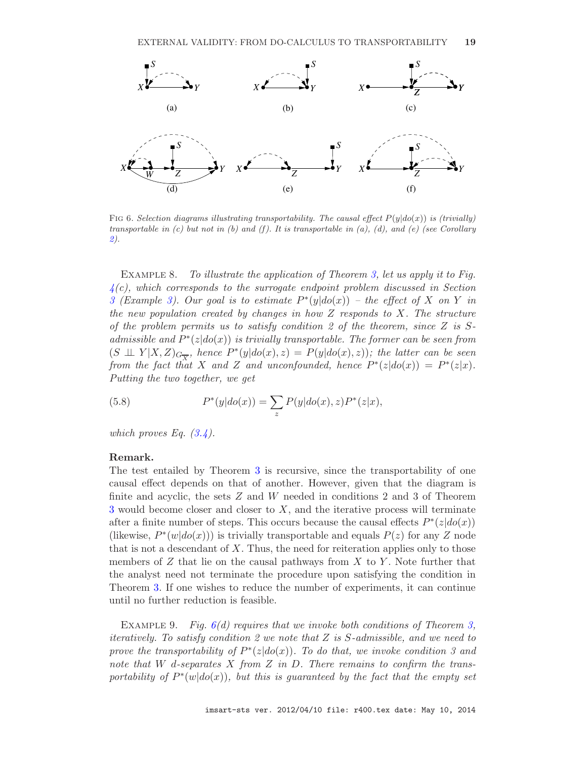Fig 6. *Selection diagrams illustrating transportability. The causal effect $P(y|do(x))$ is (trivially) transportable in (c) but not in (b) and (f). It is transportable in (a), (d), and (e) (see Corollary 2).*

Example 8. *To illustrate the application of Theorem 3, let us apply it to Fig. 4(c), which corresponds to the surrogate endpoint problem discussed in Section 3 (Example 3). Our goal is to estimate $P^*(y|do(x))$ – the effect of $X$ on $Y$ in the new population created by changes in how $Z$ responds to $X$. The structure of the problem permits us to satisfy condition 2 of the theorem, since $Z$ is $S$-admissible and $P^*(z|do(x))$ is trivially transportable. The former can be seen from $(S \perp\!\!\!\perp Y|X, Z)_{G_{\overline{X}}}$, hence $P^*(y|do(x), z) = P(y|do(x), z))$; the latter can be seen from the fact that $X$ and $Z$ and unconfounded, hence $P^*(z|do(x)) = P^*(z|x)$. Putting the two together, we get*

$$P^*(y|do(x)) = \sum_z P(y|do(x), z)P^*(z|x), \tag{5.8}$$

*which proves Eq. (3.4).*

**Remark.**
The test entailed by Theorem 3 is recursive, since the transportability of one causal effect depends on that of another. However, given that the diagram is finite and acyclic, the sets $Z$ and $W$ needed in conditions 2 and 3 of Theorem 3 would become closer and closer to $X$, and the iterative process will terminate after a finite number of steps. This occurs because the causal effects $P^*(z|do(x))$ (likewise, $P^*(w|do(x))$) is trivially transportable and equals $P(z)$ for any $Z$ node that is not a descendant of $X$. Thus, the need for reiteration applies only to those members of $Z$ that lie on the causal pathways from $X$ to $Y$. Note further that the analyst need not terminate the procedure upon satisfying the condition in Theorem 3. If one wishes to reduce the number of experiments, it can continue until no further reduction is feasible.

Example 9. *Fig. 6(d) requires that we invoke both conditions of Theorem 3, iteratively. To satisfy condition 2 we note that $Z$ is $S$-admissible, and we need to prove the transportability of $P^*(z|do(x))$. To do that, we invoke condition 3 and note that $W$ d-separates $X$ from $Z$ in $D$. There remains to confirm the transportability of $P^*(w|do(x))$, but this is guaranteed by the fact that the empty set*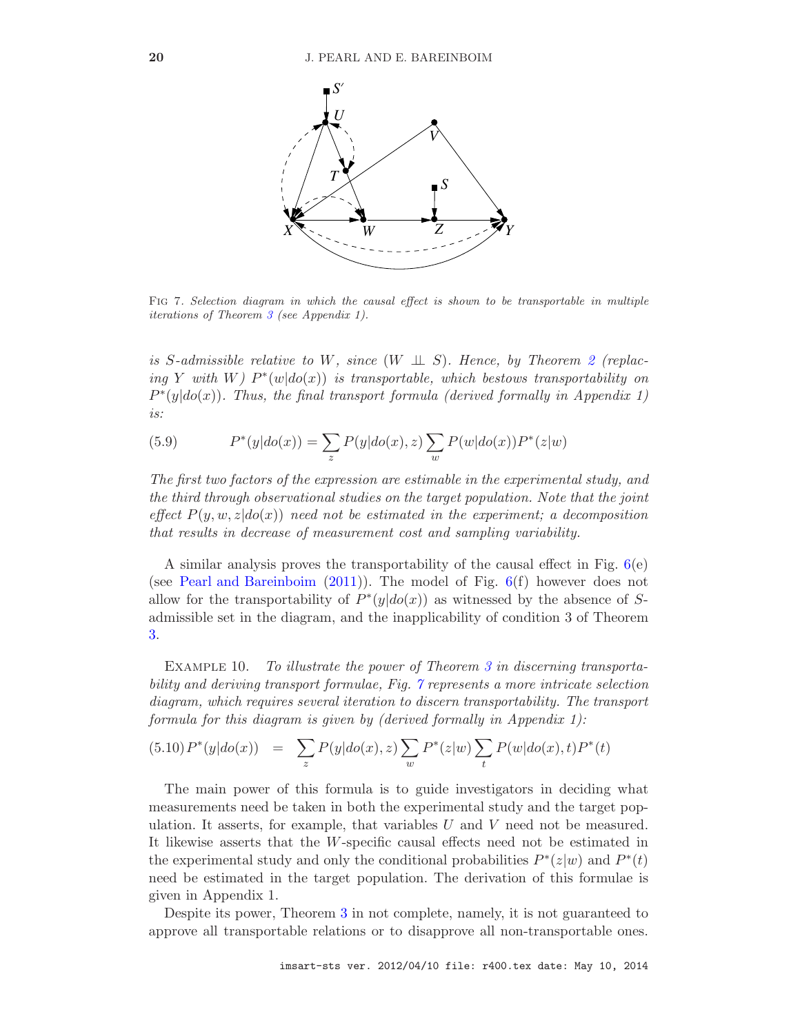FIG 7. *Selection diagram in which the causal effect is shown to be transportable in multiple iterations of Theorem 3 (see Appendix 1).*

*is S-admissible relative to W, since $(W \perp\!\!\!\perp S)$. Hence, by Theorem 2 (replacing Y with W) $P^*(w|do(x))$ is transportable, which bestows transportability on $P^*(y|do(x))$. Thus, the final transport formula (derived formally in Appendix 1) is:*

$$P^*(y|do(x)) = \sum_z P(y|do(x), z) \sum_w P(w|do(x)) P^*(z|w) \tag{5.9}$$

*The first two factors of the expression are estimable in the experimental study, and the third through observational studies on the target population. Note that the joint effect $P(y, w, z|do(x))$ need not be estimated in the experiment; a decomposition that results in decrease of measurement cost and sampling variability.*

A similar analysis proves the transportability of the causal effect in Fig. 6(e) (see Pearl and Bareinboim (2011)). The model of Fig. 6(f) however does not allow for the transportability of $P^*(y|do(x))$ as witnessed by the absence of $S$-admissible set in the diagram, and the inapplicability of condition 3 of Theorem 3.

EXAMPLE 10. *To illustrate the power of Theorem 3 in discerning transportability and deriving transport formulae, Fig. 7 represents a more intricate selection diagram, which requires several iteration to discern transportability. The transport formula for this diagram is given by (derived formally in Appendix 1):*

$$P^*(y|do(x)) = \sum_z P(y|do(x), z) \sum_w P^*(z|w) \sum_t P(w|do(x), t) P^*(t) \tag{5.10}$$

The main power of this formula is to guide investigators in deciding what measurements need be taken in both the experimental study and the target population. It asserts, for example, that variables $U$ and $V$ need not be measured. It likewise asserts that the $W$-specific causal effects need not be estimated in the experimental study and only the conditional probabilities $P^*(z|w)$ and $P^*(t)$ need be estimated in the target population. The derivation of this formulae is given in Appendix 1.

Despite its power, Theorem 3 in not complete, namely, it is not guaranteed to approve all transportable relations or to disapprove all non-transportable ones.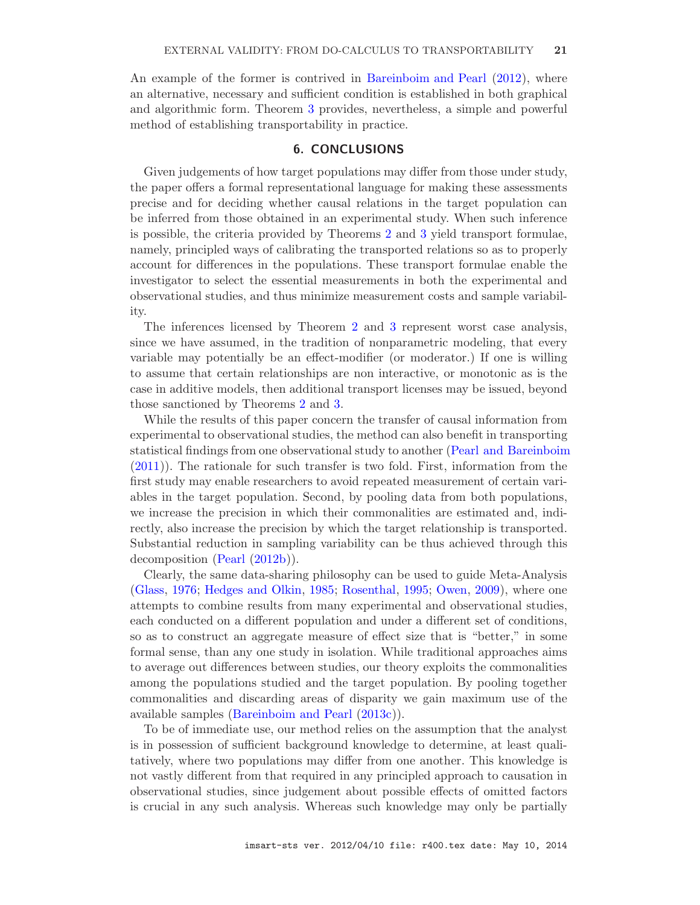An example of the former is contrived in Bareinboim and Pearl (2012), where an alternative, necessary and sufficient condition is established in both graphical and algorithmic form. Theorem 3 provides, nevertheless, a simple and powerful method of establishing transportability in practice.

## 6. CONCLUSIONS

Given judgements of how target populations may differ from those under study, the paper offers a formal representational language for making these assessments precise and for deciding whether causal relations in the target population can be inferred from those obtained in an experimental study. When such inference is possible, the criteria provided by Theorems 2 and 3 yield transport formulae, namely, principled ways of calibrating the transported relations so as to properly account for differences in the populations. These transport formulae enable the investigator to select the essential measurements in both the experimental and observational studies, and thus minimize measurement costs and sample variability.

The inferences licensed by Theorem 2 and 3 represent worst case analysis, since we have assumed, in the tradition of nonparametric modeling, that every variable may potentially be an effect-modifier (or moderator.) If one is willing to assume that certain relationships are non interactive, or monotonic as is the case in additive models, then additional transport licenses may be issued, beyond those sanctioned by Theorems 2 and 3.

While the results of this paper concern the transfer of causal information from experimental to observational studies, the method can also benefit in transporting statistical findings from one observational study to another (Pearl and Bareinboim (2011)). The rationale for such transfer is two fold. First, information from the first study may enable researchers to avoid repeated measurement of certain variables in the target population. Second, by pooling data from both populations, we increase the precision in which their commonalities are estimated and, indirectly, also increase the precision by which the target relationship is transported. Substantial reduction in sampling variability can be thus achieved through this decomposition (Pearl (2012b)).

Clearly, the same data-sharing philosophy can be used to guide Meta-Analysis (Glass, 1976; Hedges and Olkin, 1985; Rosenthal, 1995; Owen, 2009), where one attempts to combine results from many experimental and observational studies, each conducted on a different population and under a different set of conditions, so as to construct an aggregate measure of effect size that is "better," in some formal sense, than any one study in isolation. While traditional approaches aims to average out differences between studies, our theory exploits the commonalities among the populations studied and the target population. By pooling together commonalities and discarding areas of disparity we gain maximum use of the available samples (Bareinboim and Pearl (2013c)).

To be of immediate use, our method relies on the assumption that the analyst is in possession of sufficient background knowledge to determine, at least qualitatively, where two populations may differ from one another. This knowledge is not vastly different from that required in any principled approach to causation in observational studies, since judgement about possible effects of omitted factors is crucial in any such analysis. Whereas such knowledge may only be partially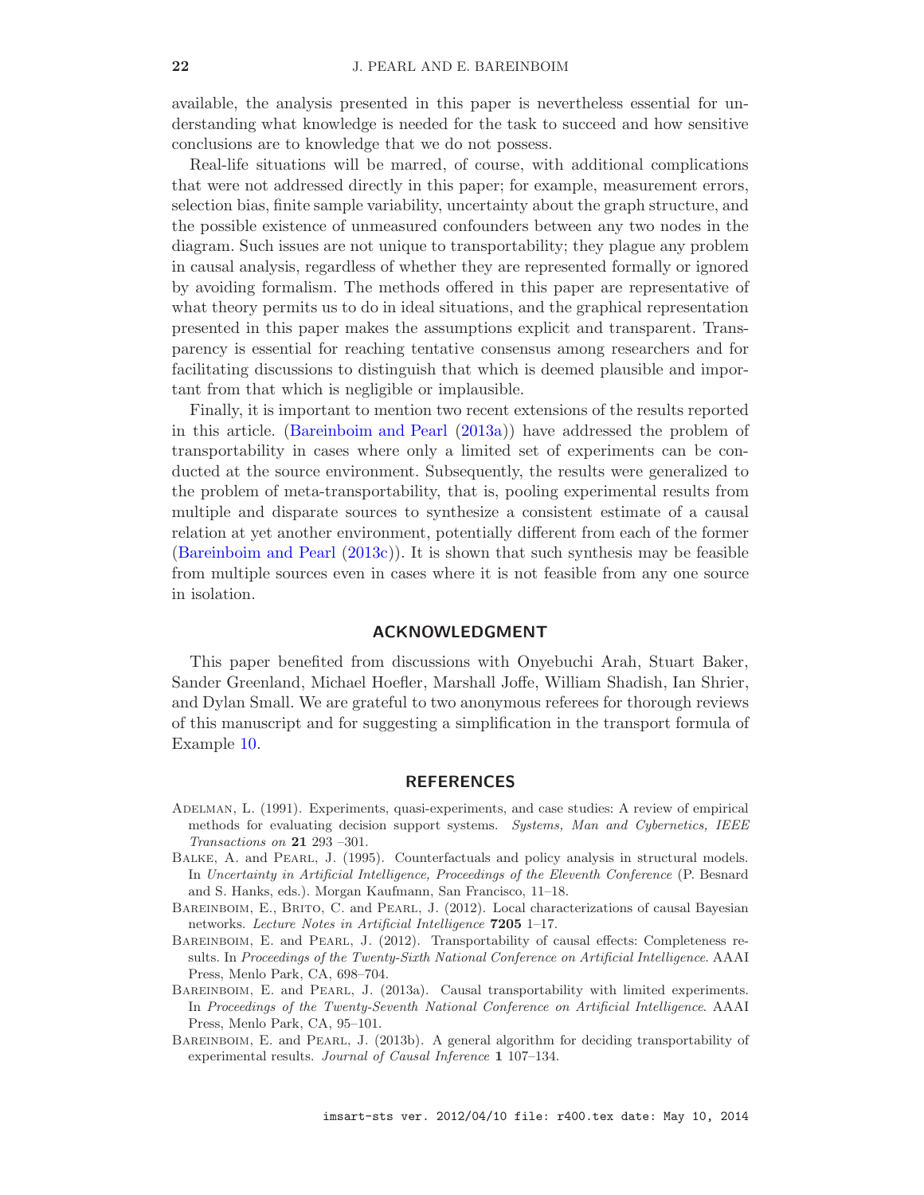available, the analysis presented in this paper is nevertheless essential for understanding what knowledge is needed for the task to succeed and how sensitive conclusions are to knowledge that we do not possess.

Real-life situations will be marred, of course, with additional complications that were not addressed directly in this paper; for example, measurement errors, selection bias, finite sample variability, uncertainty about the graph structure, and the possible existence of unmeasured confounders between any two nodes in the diagram. Such issues are not unique to transportability; they plague any problem in causal analysis, regardless of whether they are represented formally or ignored by avoiding formalism. The methods offered in this paper are representative of what theory permits us to do in ideal situations, and the graphical representation presented in this paper makes the assumptions explicit and transparent. Transparency is essential for reaching tentative consensus among researchers and for facilitating discussions to distinguish that which is deemed plausible and important from that which is negligible or implausible.

Finally, it is important to mention two recent extensions of the results reported in this article. (Bareinboim and Pearl (2013a)) have addressed the problem of transportability in cases where only a limited set of experiments can be conducted at the source environment. Subsequently, the results were generalized to the problem of meta-transportability, that is, pooling experimental results from multiple and disparate sources to synthesize a consistent estimate of a causal relation at yet another environment, potentially different from each of the former (Bareinboim and Pearl (2013c)). It is shown that such synthesis may be feasible from multiple sources even in cases where it is not feasible from any one source in isolation.

## ACKNOWLEDGMENT

This paper benefited from discussions with Onyebuchi Arah, Stuart Baker, Sander Greenland, Michael Hoefler, Marshall Joffe, William Shadish, Ian Shrier, and Dylan Small. We are grateful to two anonymous referees for thorough reviews of this manuscript and for suggesting a simplification in the transport formula of Example 10.

## REFERENCES

Adelman, L. (1991). Experiments, quasi-experiments, and case studies: A review of empirical methods for evaluating decision support systems. *Systems, Man and Cybernetics, IEEE Transactions on* **21** 293 –301.

Balke, A. and Pearl, J. (1995). Counterfactuals and policy analysis in structural models. In *Uncertainty in Artificial Intelligence, Proceedings of the Eleventh Conference* (P. Besnard and S. Hanks, eds.). Morgan Kaufmann, San Francisco, 11–18.

Bareinboim, E., Brito, C. and Pearl, J. (2012). Local characterizations of causal Bayesian networks. *Lecture Notes in Artificial Intelligence* **7205** 1–17.

Bareinboim, E. and Pearl, J. (2012). Transportability of causal effects: Completeness results. In *Proceedings of the Twenty-Sixth National Conference on Artificial Intelligence*. AAAI Press, Menlo Park, CA, 698–704.

Bareinboim, E. and Pearl, J. (2013a). Causal transportability with limited experiments. In *Proceedings of the Twenty-Seventh National Conference on Artificial Intelligence*. AAAI Press, Menlo Park, CA, 95–101.

Bareinboim, E. and Pearl, J. (2013b). A general algorithm for deciding transportability of experimental results. *Journal of Causal Inference* **1** 107–134.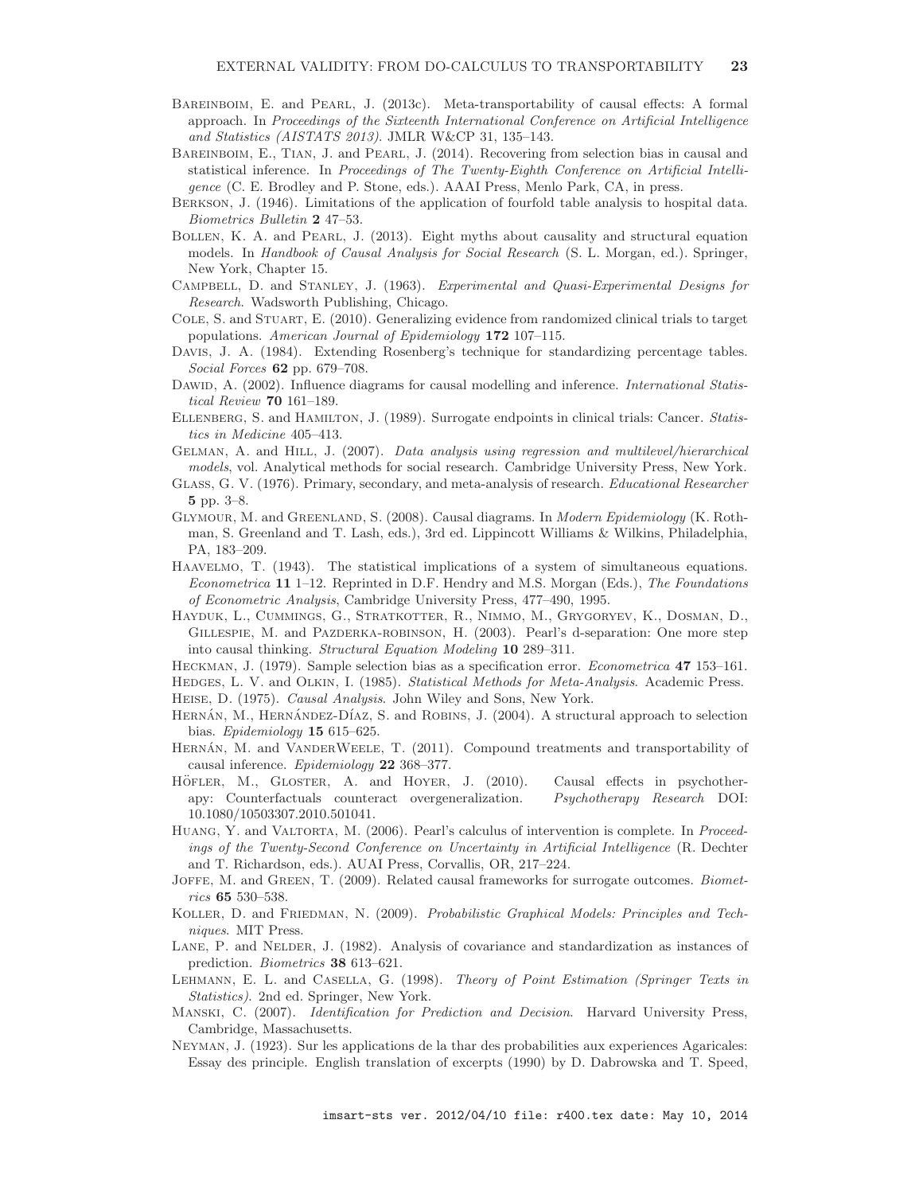Bareinboim, E. and Pearl, J. (2013c). Meta-transportability of causal effects: A formal approach. In *Proceedings of the Sixteenth International Conference on Artificial Intelligence and Statistics (AISTATS 2013)*. JMLR W&CP 31, 135–143.

Bareinboim, E., Tian, J. and Pearl, J. (2014). Recovering from selection bias in causal and statistical inference. In *Proceedings of The Twenty-Eighth Conference on Artificial Intelligence* (C. E. Brodley and P. Stone, eds.). AAAI Press, Menlo Park, CA, in press.

Berkson, J. (1946). Limitations of the application of fourfold table analysis to hospital data. *Biometrics Bulletin* **2** 47–53.

Bollen, K. A. and Pearl, J. (2013). Eight myths about causality and structural equation models. In *Handbook of Causal Analysis for Social Research* (S. L. Morgan, ed.). Springer, New York, Chapter 15.

Campbell, D. and Stanley, J. (1963). *Experimental and Quasi-Experimental Designs for Research*. Wadsworth Publishing, Chicago.

Cole, S. and Stuart, E. (2010). Generalizing evidence from randomized clinical trials to target populations. *American Journal of Epidemiology* **172** 107–115.

Davis, J. A. (1984). Extending Rosenberg's technique for standardizing percentage tables. *Social Forces* **62** pp. 679–708.

Dawid, A. (2002). Influence diagrams for causal modelling and inference. *International Statistical Review* **70** 161–189.

Ellenberg, S. and Hamilton, J. (1989). Surrogate endpoints in clinical trials: Cancer. *Statistics in Medicine* 405–413.

Gelman, A. and Hill, J. (2007). *Data analysis using regression and multilevel/hierarchical models*, vol. Analytical methods for social research. Cambridge University Press, New York.

Glass, G. V. (1976). Primary, secondary, and meta-analysis of research. *Educational Researcher* **5** pp. 3–8.

Glymour, M. and Greenland, S. (2008). Causal diagrams. In *Modern Epidemiology* (K. Rothman, S. Greenland and T. Lash, eds.), 3rd ed. Lippincott Williams & Wilkins, Philadelphia, PA, 183–209.

Haavelmo, T. (1943). The statistical implications of a system of simultaneous equations. *Econometrica* **11** 1–12. Reprinted in D.F. Hendry and M.S. Morgan (Eds.), *The Foundations of Econometric Analysis*, Cambridge University Press, 477–490, 1995.

Hayduk, L., Cummings, G., Stratkotter, R., Nimmo, M., Grygoryev, K., Dosman, D., Gillespie, M. and Pazderka-robinson, H. (2003). Pearl's d-separation: One more step into causal thinking. *Structural Equation Modeling* **10** 289–311.

Heckman, J. (1979). Sample selection bias as a specification error. *Econometrica* **47** 153–161.

Hedges, L. V. and Olkin, I. (1985). *Statistical Methods for Meta-Analysis*. Academic Press.

Heise, D. (1975). *Causal Analysis*. John Wiley and Sons, New York.

Hernán, M., Hernández-Díaz, S. and Robins, J. (2004). A structural approach to selection bias. *Epidemiology* **15** 615–625.

Hernán, M. and VanderWeele, T. (2011). Compound treatments and transportability of causal inference. *Epidemiology* **22** 368–377.

Höfler, M., Gloster, A. and Hoyer, J. (2010). Causal effects in psychotherapy: Counterfactuals counteract overgeneralization. *Psychotherapy Research* DOI: 10.1080/10503307.2010.501041.

Huang, Y. and Valtorta, M. (2006). Pearl's calculus of intervention is complete. In *Proceedings of the Twenty-Second Conference on Uncertainty in Artificial Intelligence* (R. Dechter and T. Richardson, eds.). AUAI Press, Corvallis, OR, 217–224.

Joffe, M. and Green, T. (2009). Related causal frameworks for surrogate outcomes. *Biometrics* **65** 530–538.

Koller, D. and Friedman, N. (2009). *Probabilistic Graphical Models: Principles and Techniques*. MIT Press.

Lane, P. and Nelder, J. (1982). Analysis of covariance and standardization as instances of prediction. *Biometrics* **38** 613–621.

Lehmann, E. L. and Casella, G. (1998). *Theory of Point Estimation (Springer Texts in Statistics)*. 2nd ed. Springer, New York.

Manski, C. (2007). *Identification for Prediction and Decision*. Harvard University Press, Cambridge, Massachusetts.

Neyman, J. (1923). Sur les applications de la thar des probabilities aux experiences Agaricales: Essay des principle. English translation of excerpts (1990) by D. Dabrowska and T. Speed,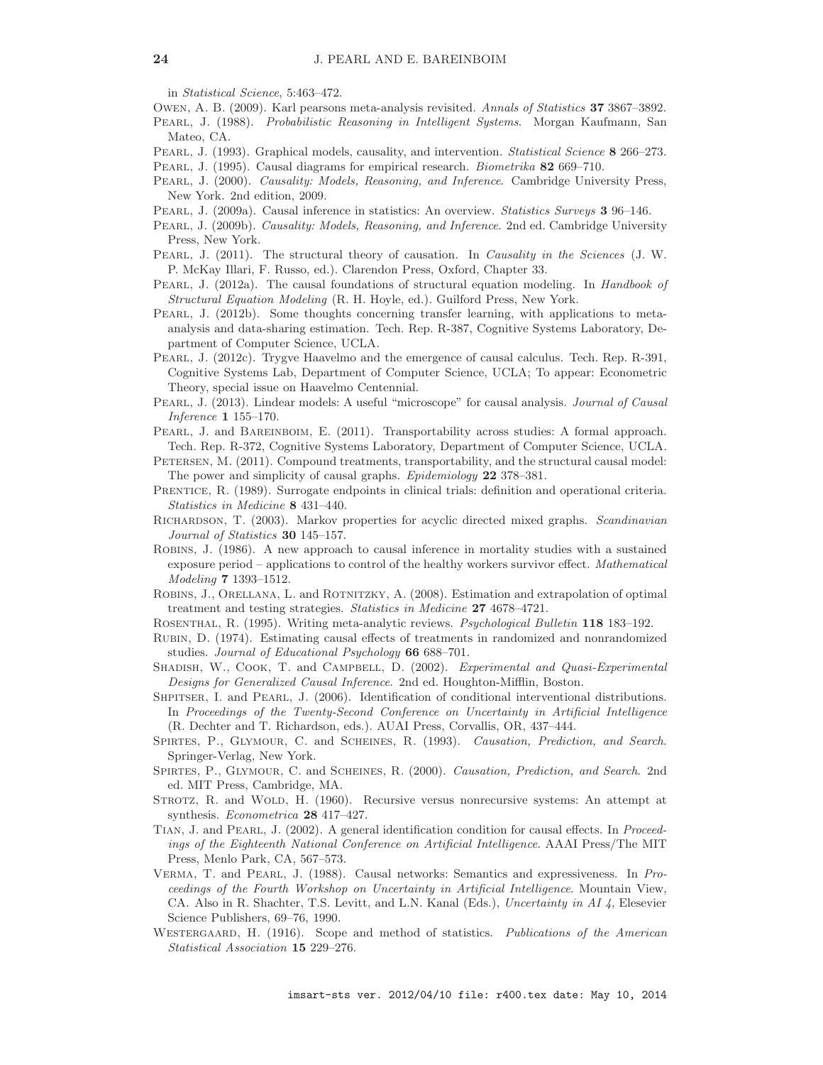in *Statistical Science*, 5:463–472.

Owen, A. B. (2009). Karl pearsons meta-analysis revisited. *Annals of Statistics* **37** 3867–3892.

Pearl, J. (1988). *Probabilistic Reasoning in Intelligent Systems*. Morgan Kaufmann, San Mateo, CA.

Pearl, J. (1993). Graphical models, causality, and intervention. *Statistical Science* **8** 266–273.

Pearl, J. (1995). Causal diagrams for empirical research. *Biometrika* **82** 669–710.

Pearl, J. (2000). *Causality: Models, Reasoning, and Inference*. Cambridge University Press, New York. 2nd edition, 2009.

Pearl, J. (2009a). Causal inference in statistics: An overview. *Statistics Surveys* **3** 96–146.

Pearl, J. (2009b). *Causality: Models, Reasoning, and Inference*. 2nd ed. Cambridge University Press, New York.

Pearl, J. (2011). The structural theory of causation. In *Causality in the Sciences* (J. W. P. McKay Illari, F. Russo, ed.). Clarendon Press, Oxford, Chapter 33.

Pearl, J. (2012a). The causal foundations of structural equation modeling. In *Handbook of Structural Equation Modeling* (R. H. Hoyle, ed.). Guilford Press, New York.

Pearl, J. (2012b). Some thoughts concerning transfer learning, with applications to meta-analysis and data-sharing estimation. Tech. Rep. R-387, Cognitive Systems Laboratory, Department of Computer Science, UCLA.

Pearl, J. (2012c). Trygve Haavelmo and the emergence of causal calculus. Tech. Rep. R-391, Cognitive Systems Lab, Department of Computer Science, UCLA; To appear: Econometric Theory, special issue on Haavelmo Centennial.

Pearl, J. (2013). Lindear models: A useful "microscope" for causal analysis. *Journal of Causal Inference* **1** 155–170.

Pearl, J. and Bareinboim, E. (2011). Transportability across studies: A formal approach. Tech. Rep. R-372, Cognitive Systems Laboratory, Department of Computer Science, UCLA.

Petersen, M. (2011). Compound treatments, transportability, and the structural causal model: The power and simplicity of causal graphs. *Epidemiology* **22** 378–381.

Prentice, R. (1989). Surrogate endpoints in clinical trials: definition and operational criteria. *Statistics in Medicine* **8** 431–440.

Richardson, T. (2003). Markov properties for acyclic directed mixed graphs. *Scandinavian Journal of Statistics* **30** 145–157.

Robins, J. (1986). A new approach to causal inference in mortality studies with a sustained exposure period – applications to control of the healthy workers survivor effect. *Mathematical Modeling* **7** 1393–1512.

Robins, J., Orellana, L. and Rotnitzky, A. (2008). Estimation and extrapolation of optimal treatment and testing strategies. *Statistics in Medicine* **27** 4678–4721.

Rosenthal, R. (1995). Writing meta-analytic reviews. *Psychological Bulletin* **118** 183–192.

Rubin, D. (1974). Estimating causal effects of treatments in randomized and nonrandomized studies. *Journal of Educational Psychology* **66** 688–701.

Shadish, W., Cook, T. and Campbell, D. (2002). *Experimental and Quasi-Experimental Designs for Generalized Causal Inference*. 2nd ed. Houghton-Mifflin, Boston.

Shpitser, I. and Pearl, J. (2006). Identification of conditional interventional distributions. In *Proceedings of the Twenty-Second Conference on Uncertainty in Artificial Intelligence* (R. Dechter and T. Richardson, eds.). AUAI Press, Corvallis, OR, 437–444.

Spirtes, P., Glymour, C. and Scheines, R. (1993). *Causation, Prediction, and Search*. Springer-Verlag, New York.

Spirtes, P., Glymour, C. and Scheines, R. (2000). *Causation, Prediction, and Search*. 2nd ed. MIT Press, Cambridge, MA.

Strotz, R. and Wold, H. (1960). Recursive versus nonrecursive systems: An attempt at synthesis. *Econometrica* **28** 417–427.

Tian, J. and Pearl, J. (2002). A general identification condition for causal effects. In *Proceedings of the Eighteenth National Conference on Artificial Intelligence*. AAAI Press/The MIT Press, Menlo Park, CA, 567–573.

Verma, T. and Pearl, J. (1988). Causal networks: Semantics and expressiveness. In *Proceedings of the Fourth Workshop on Uncertainty in Artificial Intelligence*. Mountain View, CA. Also in R. Shachter, T.S. Levitt, and L.N. Kanal (Eds.), *Uncertainty in AI 4*, Elesevier Science Publishers, 69–76, 1990.

Westergaard, H. (1916). Scope and method of statistics. *Publications of the American Statistical Association* **15** 229–276.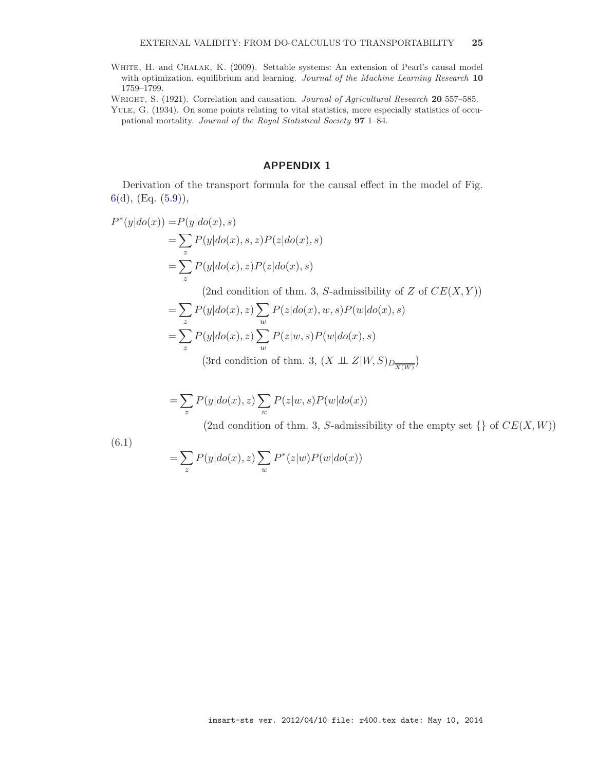White, H. and Chalak, K. (2009). Settable systems: An extension of Pearl's causal model with optimization, equilibrium and learning. *Journal of the Machine Learning Research* **10** 1759–1799.

Wright, S. (1921). Correlation and causation. *Journal of Agricultural Research* **20** 557–585.

Yule, G. (1934). On some points relating to vital statistics, more especially statistics of occupational mortality. *Journal of the Royal Statistical Society* **97** 1–84.

## APPENDIX 1

Derivation of the transport formula for the causal effect in the model of Fig. 6(d), (Eq. (5.9)),

$$
\begin{aligned}
P^*(y|do(x)) &= P(y|do(x), s) \\
&= \sum_z P(y|do(x), s, z) P(z|do(x), s) \\
&= \sum_z P(y|do(x), z) P(z|do(x), s) \\
&\qquad \text{(2nd condition of thm. 3, } S\text{-admissibility of } Z \text{ of } CE(X,Y)\text{)} \\
&= \sum_z P(y|do(x), z) \sum_w P(z|do(x), w, s) P(w|do(x), s) \\
&= \sum_z P(y|do(x), z) \sum_w P(z|w, s) P(w|do(x), s) \\
&\qquad \text{(3rd condition of thm. 3, } (X \perp\!\!\!\perp Z|W,S)_{D_{\overline{X(W)}}}\text{)} \\
&= \sum_z P(y|do(x), z) \sum_w P(z|w, s) P(w|do(x)) \\
&\qquad \text{(2nd condition of thm. 3, } S\text{-admissibility of the empty set } \{\} \text{ of } CE(X,W)\text{)}
\end{aligned}
$$

(6.1)

$$
= \sum_z P(y|do(x), z) \sum_w P^*(z|w) P(w|do(x))
$$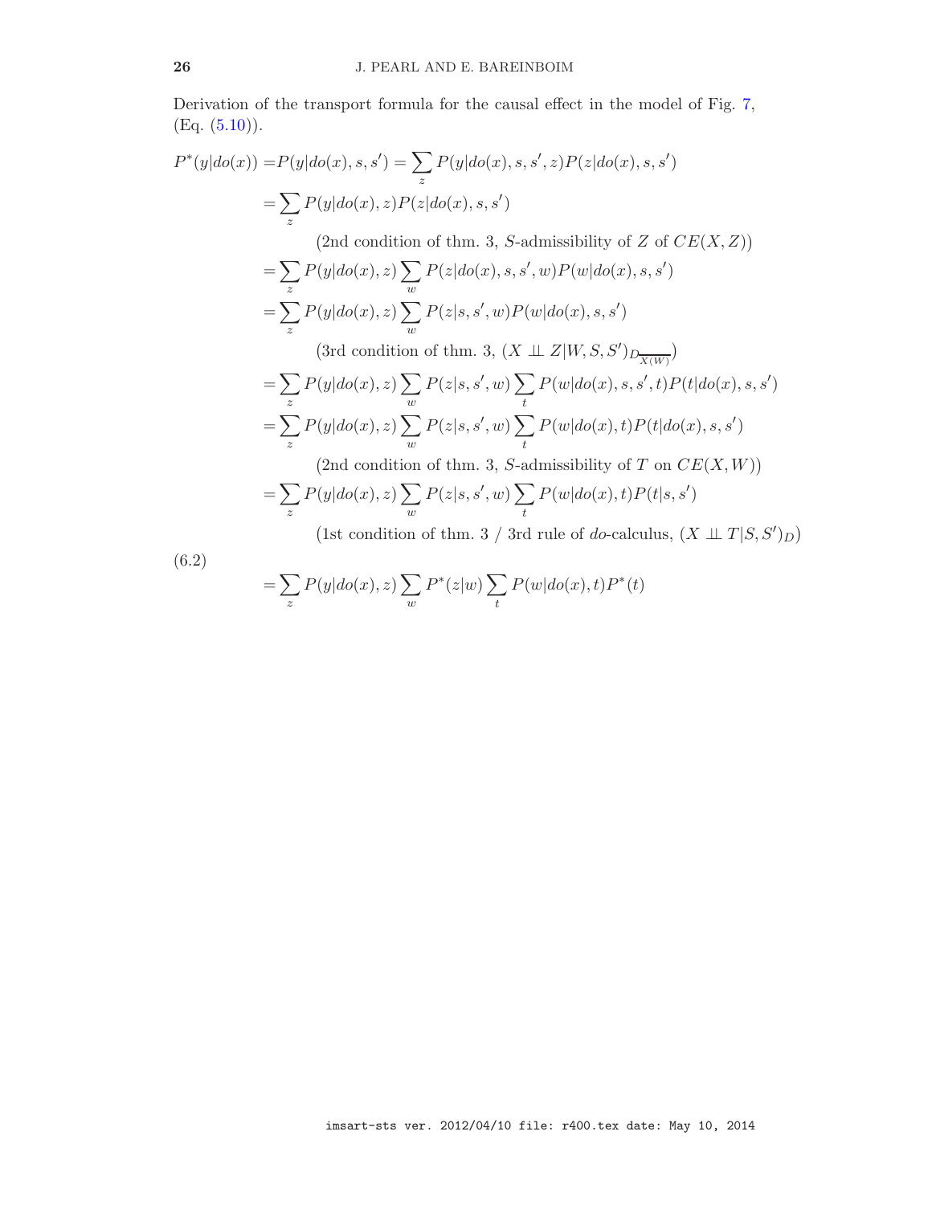Derivation of the transport formula for the causal effect in the model of Fig. 7, (Eq. (5.10)).

$$
\begin{aligned}
P^*(y|do(x)) &= P(y|do(x), s, s') = \sum_z P(y|do(x), s, s', z) P(z|do(x), s, s') \\
&= \sum_z P(y|do(x), z) P(z|do(x), s, s') \\
&\qquad \text{(2nd condition of thm. 3, } S\text{-admissibility of } Z \text{ of } CE(X, Z)) \\
&= \sum_z P(y|do(x), z) \sum_w P(z|do(x), s, s', w) P(w|do(x), s, s') \\
&= \sum_z P(y|do(x), z) \sum_w P(z|s, s', w) P(w|do(x), s, s') \\
&\qquad \text{(3rd condition of thm. 3, } (X \perp\!\!\!\perp Z | W, S, S')_{D_{\overline{X(W)}}}) \\
&= \sum_z P(y|do(x), z) \sum_w P(z|s, s', w) \sum_t P(w|do(x), s, s', t) P(t|do(x), s, s') \\
&= \sum_z P(y|do(x), z) \sum_w P(z|s, s', w) \sum_t P(w|do(x), t) P(t|do(x), s, s') \\
&\qquad \text{(2nd condition of thm. 3, } S\text{-admissibility of } T \text{ on } CE(X, W)) \\
&= \sum_z P(y|do(x), z) \sum_w P(z|s, s', w) \sum_t P(w|do(x), t) P(t|s, s') \\
&\qquad \text{(1st condition of thm. 3 / 3rd rule of } do\text{-calculus, } (X \perp\!\!\!\perp T | S, S')_D)
\end{aligned}
$$

(6.2)

$$
= \sum_z P(y|do(x), z) \sum_w P^*(z|w) \sum_t P(w|do(x), t) P^*(t)
$$